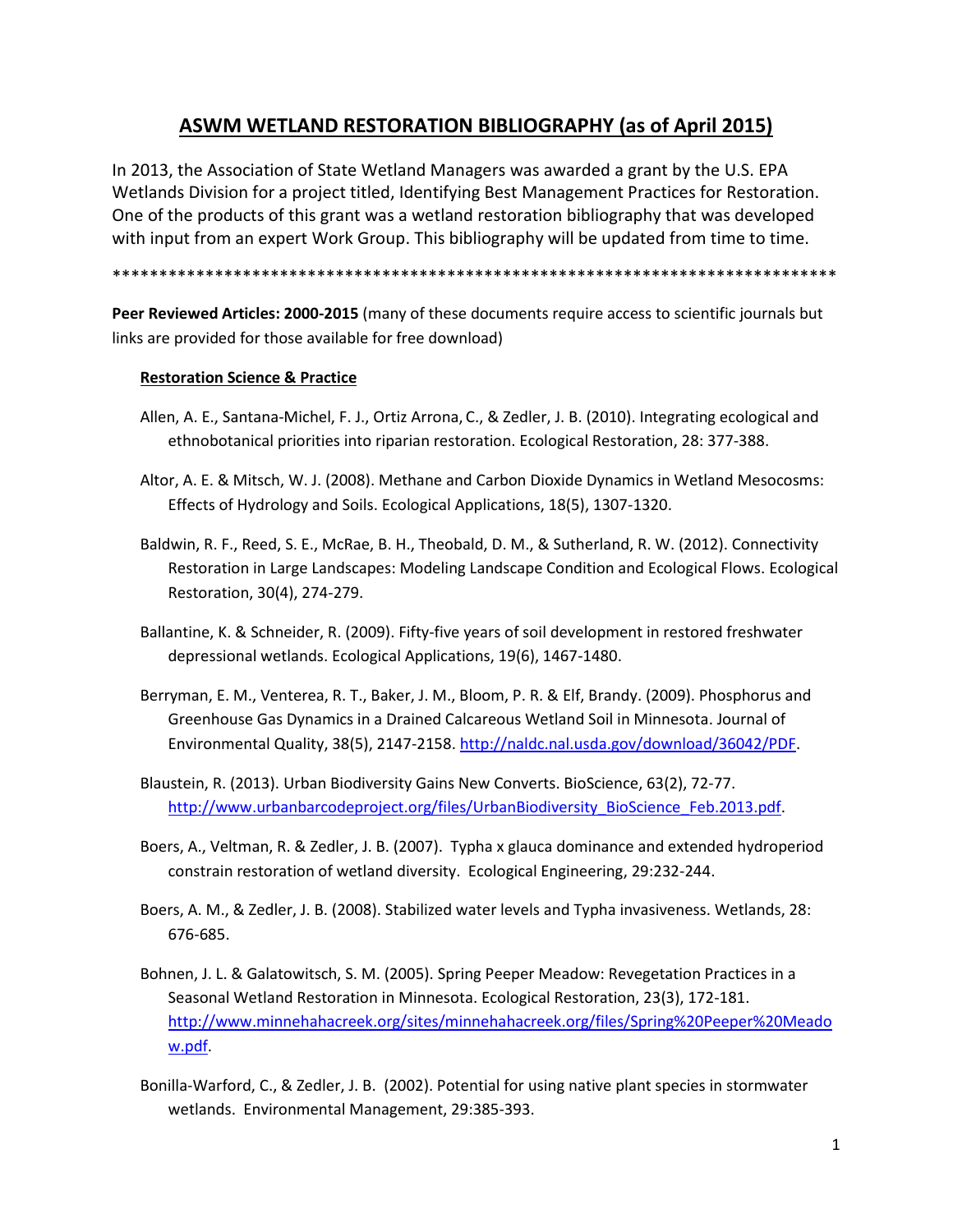# ASWM WETLAND RESTORATION BIBLIOGRAPHY (as of April 2015)

In 2013, the Association of State Wetland Managers was awarded a grant by the U.S. EPA Wetlands Division for a project titled, Identifying Best Management Practices for Restoration. One of the products of this grant was a wetland restoration bibliography that was developed with input from an expert Work Group. This bibliography will be updated from time to time.

********************************************************************************

**Peer Reviewed Articles: 2000-2015** (many of these documents require access to scientific journals but links are provided for those available for free download)

### Restoration Science & Practice

Allen, A. E., Santana-Michel, F. J., Ortiz Arrona, C., & Zedler, J. B. (2010). Integrating ecological and ethnobotanical priorities into riparian restoration. Ecological Restoration, 28: 377-388.

Altor, A. E. & Mitsch, W. J. (2008). Methane and Carbon Dioxide Dynamics in Wetland Mesocosms: Effects of Hydrology and Soils. Ecological Applications, 18(5), 1307-1320.

Baldwin, R. F., Reed, S. E., McRae, B. H., Theobald, D. M., & Sutherland, R. W. (2012). Connectivity Restoration in Large Landscapes: Modeling Landscape Condition and Ecological Flows. Ecological Restoration, 30(4), 274-279.

Ballantine, K. & Schneider, R. (2009). Fifty-five years of soil development in restored freshwater depressional wetlands. Ecological Applications, 19(6), 1467-1480.

Berryman, E. M., Venterea, R. T., Baker, J. M., Bloom, P. R. & Elf, Brandy. (2009). Phosphorus and Greenhouse Gas Dynamics in a Drained Calcareous Wetland Soil in Minnesota. Journal of Environmental Quality, 38(5), 2147-2158. http://naldc.nal.usda.gov/download/36042/PDF.

Blaustein, R. (2013). Urban Biodiversity Gains New Converts. BioScience, 63(2), 72-77. http://www.urbanbarcodeproject.org/files/UrbanBiodiversity_BioScience_Feb.2013.pdf.

Boers, A., Veltman, R. & Zedler, J. B. (2007). Typha x glauca dominance and extended hydroperiod constrain restoration of wetland diversity. Ecological Engineering, 29:232-244.

Boers, A. M., & Zedler, J. B. (2008). Stabilized water levels and Typha invasiveness. Wetlands, 28: 676-685.

Bohnen, J. L. & Galatowitsch, S. M. (2005). Spring Peeper Meadow: Revegetation Practices in a Seasonal Wetland Restoration in Minnesota. Ecological Restoration, 23(3), 172-181. http://www.minnehahacreek.org/sites/minnehahacreek.org/files/Spring%20Peeper%20Meadow.pdf.

Bonilla-Warford, C., & Zedler, J. B. (2002). Potential for using native plant species in stormwater wetlands. Environmental Management, 29:385-393.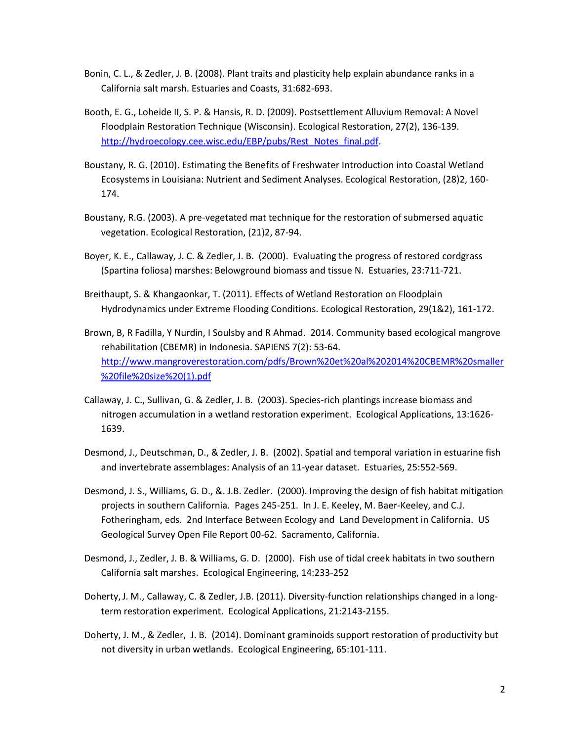Bonin, C. L., & Zedler, J. B. (2008). Plant traits and plasticity help explain abundance ranks in a California salt marsh. Estuaries and Coasts, 31:682-693.

Booth, E. G., Loheide II, S. P. & Hansis, R. D. (2009). Postsettlement Alluvium Removal: A Novel Floodplain Restoration Technique (Wisconsin). Ecological Restoration, 27(2), 136-139. http://hydroecology.cee.wisc.edu/EBP/pubs/Rest_Notes_final.pdf.

Boustany, R. G. (2010). Estimating the Benefits of Freshwater Introduction into Coastal Wetland Ecosystems in Louisiana: Nutrient and Sediment Analyses. Ecological Restoration, (28)2, 160-174.

Boustany, R.G. (2003). A pre-vegetated mat technique for the restoration of submersed aquatic vegetation. Ecological Restoration, (21)2, 87-94.

Boyer, K. E., Callaway, J. C. & Zedler, J. B. (2000). Evaluating the progress of restored cordgrass (Spartina foliosa) marshes: Belowground biomass and tissue N. Estuaries, 23:711-721.

Breithaupt, S. & Khangaonkar, T. (2011). Effects of Wetland Restoration on Floodplain Hydrodynamics under Extreme Flooding Conditions. Ecological Restoration, 29(1&2), 161-172.

Brown, B, R Fadilla, Y Nurdin, I Soulsby and R Ahmad. 2014. Community based ecological mangrove rehabilitation (CBEMR) in Indonesia. SAPIENS 7(2): 53-64. http://www.mangroverestoration.com/pdfs/Brown%20et%20al%202014%20CBEMR%20smaller%20file%20size%20(1).pdf

Callaway, J. C., Sullivan, G. & Zedler, J. B. (2003). Species-rich plantings increase biomass and nitrogen accumulation in a wetland restoration experiment. Ecological Applications, 13:1626-1639.

Desmond, J., Deutschman, D., & Zedler, J. B. (2002). Spatial and temporal variation in estuarine fish and invertebrate assemblages: Analysis of an 11-year dataset. Estuaries, 25:552-569.

Desmond, J. S., Williams, G. D., &. J.B. Zedler. (2000). Improving the design of fish habitat mitigation projects in southern California. Pages 245-251. In J. E. Keeley, M. Baer-Keeley, and C.J. Fotheringham, eds. 2nd Interface Between Ecology and Land Development in California. US Geological Survey Open File Report 00-62. Sacramento, California.

Desmond, J., Zedler, J. B. & Williams, G. D. (2000). Fish use of tidal creek habitats in two southern California salt marshes. Ecological Engineering, 14:233-252

Doherty, J. M., Callaway, C. & Zedler, J.B. (2011). Diversity-function relationships changed in a long-term restoration experiment. Ecological Applications, 21:2143-2155.

Doherty, J. M., & Zedler, J. B. (2014). Dominant graminoids support restoration of productivity but not diversity in urban wetlands. Ecological Engineering, 65:101-111.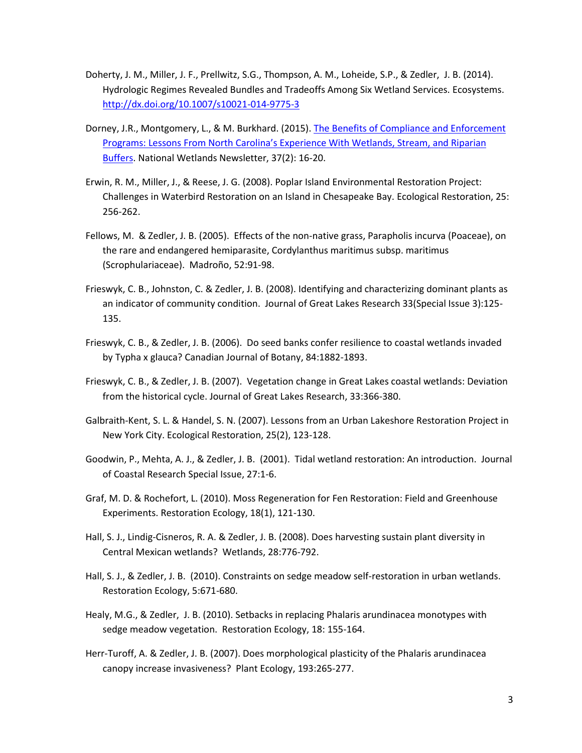Doherty, J. M., Miller, J. F., Prellwitz, S.G., Thompson, A. M., Loheide, S.P., & Zedler, J. B. (2014). Hydrologic Regimes Revealed Bundles and Tradeoffs Among Six Wetland Services. Ecosystems. [http://dx.doi.org/10.1007/s10021-014-9775-3](http://dx.doi.org/10.1007/s10021-014-9775-3)

Dorney, J.R., Montgomery, L., & M. Burkhard. (2015). [The Benefits of Compliance and Enforcement Programs: Lessons From North Carolina's Experience With Wetlands, Stream, and Riparian Buffers](). National Wetlands Newsletter, 37(2): 16-20.

Erwin, R. M., Miller, J., & Reese, J. G. (2008). Poplar Island Environmental Restoration Project: Challenges in Waterbird Restoration on an Island in Chesapeake Bay. Ecological Restoration, 25: 256-262.

Fellows, M. & Zedler, J. B. (2005). Effects of the non-native grass, Parapholis incurva (Poaceae), on the rare and endangered hemiparasite, Cordylanthus maritimus subsp. maritimus (Scrophulariaceae). Madroño, 52:91-98.

Frieswyk, C. B., Johnston, C. & Zedler, J. B. (2008). Identifying and characterizing dominant plants as an indicator of community condition. Journal of Great Lakes Research 33(Special Issue 3):125-135.

Frieswyk, C. B., & Zedler, J. B. (2006). Do seed banks confer resilience to coastal wetlands invaded by Typha x glauca? Canadian Journal of Botany, 84:1882-1893.

Frieswyk, C. B., & Zedler, J. B. (2007). Vegetation change in Great Lakes coastal wetlands: Deviation from the historical cycle. Journal of Great Lakes Research, 33:366-380.

Galbraith-Kent, S. L. & Handel, S. N. (2007). Lessons from an Urban Lakeshore Restoration Project in New York City. Ecological Restoration, 25(2), 123-128.

Goodwin, P., Mehta, A. J., & Zedler, J. B. (2001). Tidal wetland restoration: An introduction. Journal of Coastal Research Special Issue, 27:1-6.

Graf, M. D. & Rochefort, L. (2010). Moss Regeneration for Fen Restoration: Field and Greenhouse Experiments. Restoration Ecology, 18(1), 121-130.

Hall, S. J., Lindig-Cisneros, R. A. & Zedler, J. B. (2008). Does harvesting sustain plant diversity in Central Mexican wetlands? Wetlands, 28:776-792.

Hall, S. J., & Zedler, J. B. (2010). Constraints on sedge meadow self-restoration in urban wetlands. Restoration Ecology, 5:671-680.

Healy, M.G., & Zedler, J. B. (2010). Setbacks in replacing Phalaris arundinacea monotypes with sedge meadow vegetation. Restoration Ecology, 18: 155-164.

Herr-Turoff, A. & Zedler, J. B. (2007). Does morphological plasticity of the Phalaris arundinacea canopy increase invasiveness? Plant Ecology, 193:265-277.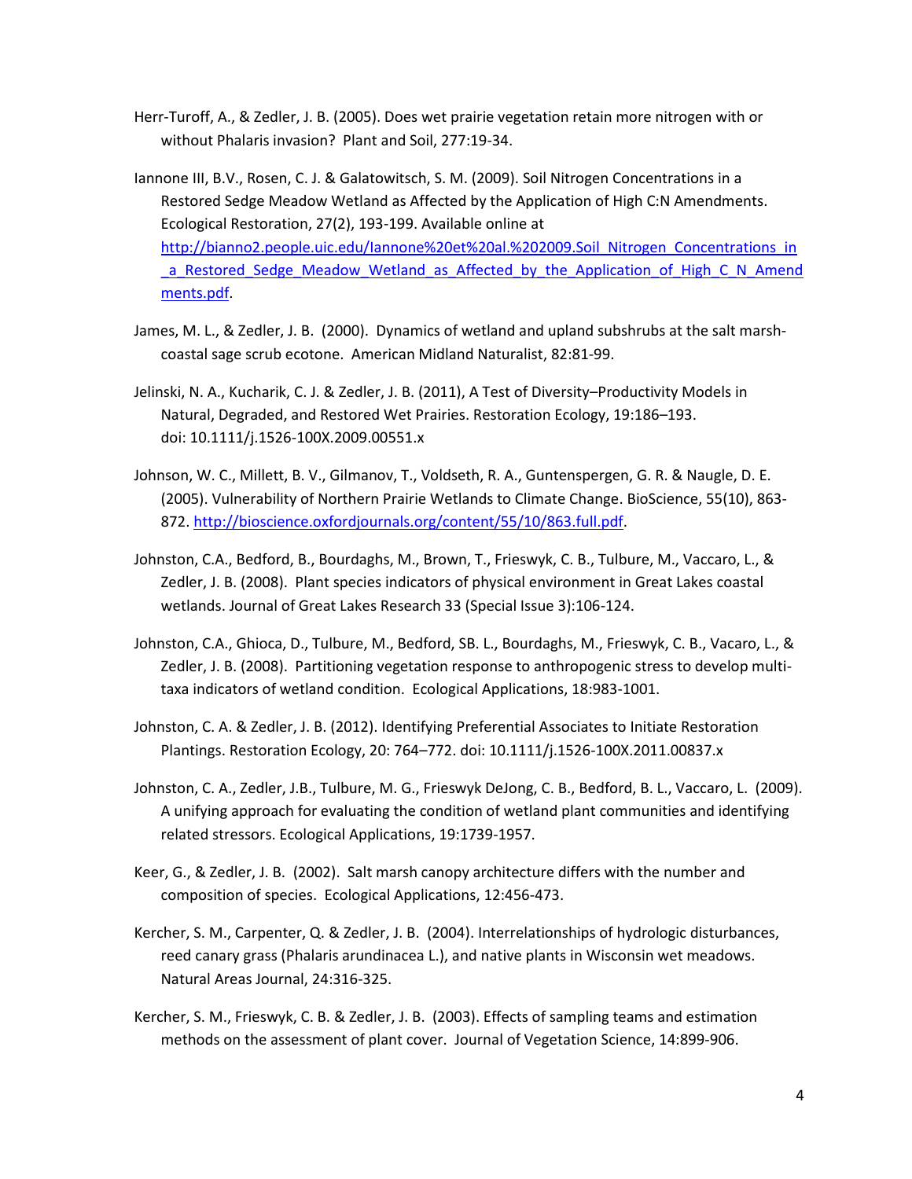Herr-Turoff, A., & Zedler, J. B. (2005). Does wet prairie vegetation retain more nitrogen with or without Phalaris invasion? Plant and Soil, 277:19-34.

Iannone III, B.V., Rosen, C. J. & Galatowitsch, S. M. (2009). Soil Nitrogen Concentrations in a Restored Sedge Meadow Wetland as Affected by the Application of High C:N Amendments. Ecological Restoration, 27(2), 193-199. Available online at [http://bianno2.people.uic.edu/Iannone%20et%20al.%202009.Soil_Nitrogen_Concentrations_in_a_Restored_Sedge_Meadow_Wetland_as_Affected_by_the_Application_of_High_C_N_Amendments.pdf](http://bianno2.people.uic.edu/Iannone%20et%20al.%202009.Soil_Nitrogen_Concentrations_in_a_Restored_Sedge_Meadow_Wetland_as_Affected_by_the_Application_of_High_C_N_Amendments.pdf).

James, M. L., & Zedler, J. B. (2000). Dynamics of wetland and upland subshrubs at the salt marsh-coastal sage scrub ecotone. American Midland Naturalist, 82:81-99.

Jelinski, N. A., Kucharik, C. J. & Zedler, J. B. (2011), A Test of Diversity–Productivity Models in Natural, Degraded, and Restored Wet Prairies. Restoration Ecology, 19:186–193. doi: 10.1111/j.1526-100X.2009.00551.x

Johnson, W. C., Millett, B. V., Gilmanov, T., Voldseth, R. A., Guntenspergen, G. R. & Naugle, D. E. (2005). Vulnerability of Northern Prairie Wetlands to Climate Change. BioScience, 55(10), 863-872. [http://bioscience.oxfordjournals.org/content/55/10/863.full.pdf](http://bioscience.oxfordjournals.org/content/55/10/863.full.pdf).

Johnston, C.A., Bedford, B., Bourdaghs, M., Brown, T., Frieswyk, C. B., Tulbure, M., Vaccaro, L., & Zedler, J. B. (2008). Plant species indicators of physical environment in Great Lakes coastal wetlands. Journal of Great Lakes Research 33 (Special Issue 3):106-124.

Johnston, C.A., Ghioca, D., Tulbure, M., Bedford, SB. L., Bourdaghs, M., Frieswyk, C. B., Vacaro, L., & Zedler, J. B. (2008). Partitioning vegetation response to anthropogenic stress to develop multi-taxa indicators of wetland condition. Ecological Applications, 18:983-1001.

Johnston, C. A. & Zedler, J. B. (2012). Identifying Preferential Associates to Initiate Restoration Plantings. Restoration Ecology, 20: 764–772. doi: 10.1111/j.1526-100X.2011.00837.x

Johnston, C. A., Zedler, J.B., Tulbure, M. G., Frieswyk DeJong, C. B., Bedford, B. L., Vaccaro, L. (2009). A unifying approach for evaluating the condition of wetland plant communities and identifying related stressors. Ecological Applications, 19:1739-1957.

Keer, G., & Zedler, J. B. (2002). Salt marsh canopy architecture differs with the number and composition of species. Ecological Applications, 12:456-473.

Kercher, S. M., Carpenter, Q. & Zedler, J. B. (2004). Interrelationships of hydrologic disturbances, reed canary grass (Phalaris arundinacea L.), and native plants in Wisconsin wet meadows. Natural Areas Journal, 24:316-325.

Kercher, S. M., Frieswyk, C. B. & Zedler, J. B. (2003). Effects of sampling teams and estimation methods on the assessment of plant cover. Journal of Vegetation Science, 14:899-906.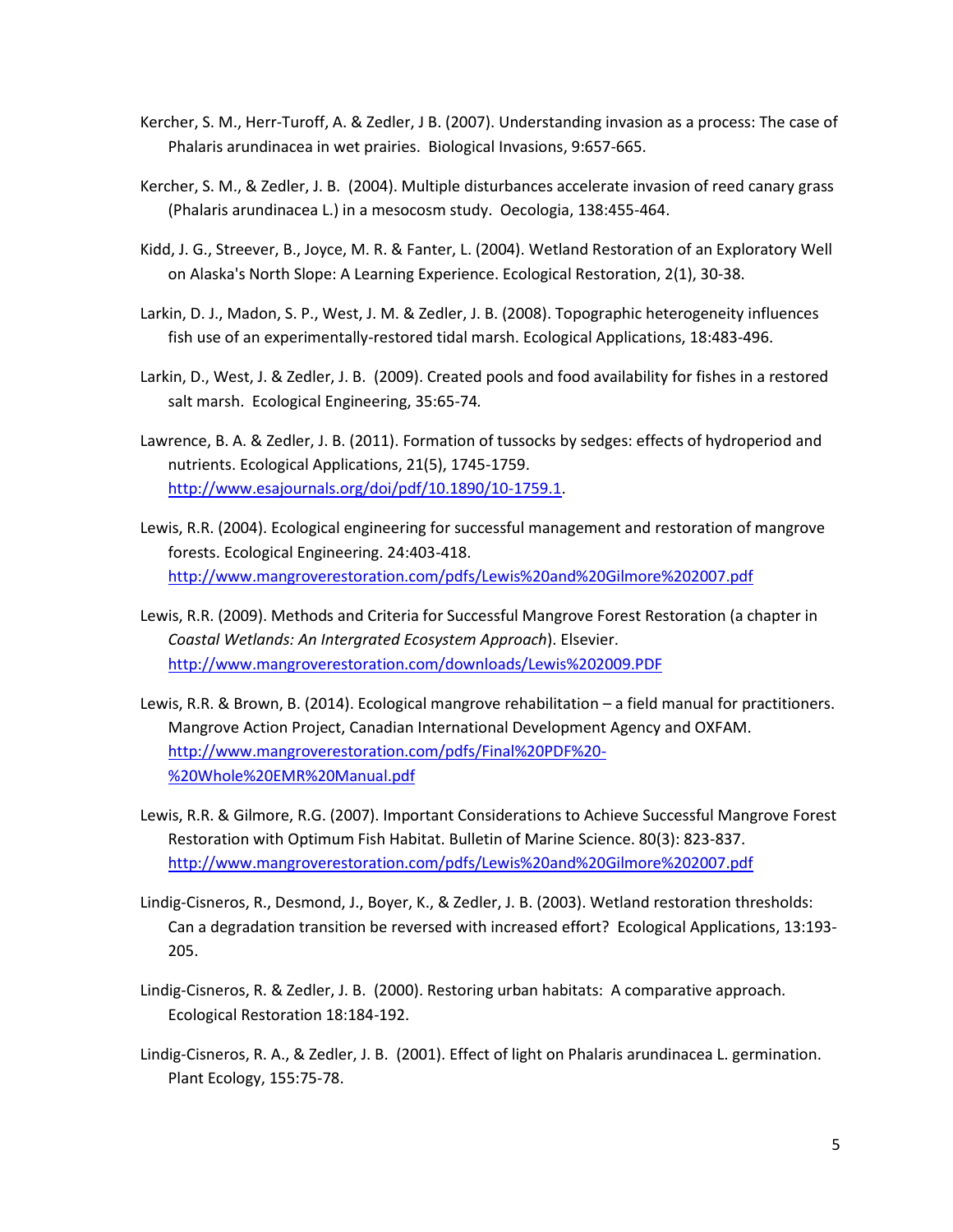Kercher, S. M., Herr-Turoff, A. & Zedler, J B. (2007). Understanding invasion as a process: The case of Phalaris arundinacea in wet prairies. Biological Invasions, 9:657-665.

Kercher, S. M., & Zedler, J. B. (2004). Multiple disturbances accelerate invasion of reed canary grass (Phalaris arundinacea L.) in a mesocosm study. Oecologia, 138:455-464.

Kidd, J. G., Streever, B., Joyce, M. R. & Fanter, L. (2004). Wetland Restoration of an Exploratory Well on Alaska's North Slope: A Learning Experience. Ecological Restoration, 2(1), 30-38.

Larkin, D. J., Madon, S. P., West, J. M. & Zedler, J. B. (2008). Topographic heterogeneity influences fish use of an experimentally-restored tidal marsh. Ecological Applications, 18:483-496.

Larkin, D., West, J. & Zedler, J. B. (2009). Created pools and food availability for fishes in a restored salt marsh. Ecological Engineering, 35:65-74.

Lawrence, B. A. & Zedler, J. B. (2011). Formation of tussocks by sedges: effects of hydroperiod and nutrients. Ecological Applications, 21(5), 1745-1759. http://www.esajournals.org/doi/pdf/10.1890/10-1759.1.

Lewis, R.R. (2004). Ecological engineering for successful management and restoration of mangrove forests. Ecological Engineering. 24:403-418. http://www.mangroverestoration.com/pdfs/Lewis%20and%20Gilmore%202007.pdf

Lewis, R.R. (2009). Methods and Criteria for Successful Mangrove Forest Restoration (a chapter in *Coastal Wetlands: An Intergrated Ecosystem Approach*). Elsevier. http://www.mangroverestoration.com/downloads/Lewis%202009.PDF

Lewis, R.R. & Brown, B. (2014). Ecological mangrove rehabilitation – a field manual for practitioners. Mangrove Action Project, Canadian International Development Agency and OXFAM. http://www.mangroverestoration.com/pdfs/Final%20PDF%20-%20Whole%20EMR%20Manual.pdf

Lewis, R.R. & Gilmore, R.G. (2007). Important Considerations to Achieve Successful Mangrove Forest Restoration with Optimum Fish Habitat. Bulletin of Marine Science. 80(3): 823-837. http://www.mangroverestoration.com/pdfs/Lewis%20and%20Gilmore%202007.pdf

Lindig-Cisneros, R., Desmond, J., Boyer, K., & Zedler, J. B. (2003). Wetland restoration thresholds: Can a degradation transition be reversed with increased effort? Ecological Applications, 13:193-205.

Lindig-Cisneros, R. & Zedler, J. B. (2000). Restoring urban habitats: A comparative approach. Ecological Restoration 18:184-192.

Lindig-Cisneros, R. A., & Zedler, J. B. (2001). Effect of light on Phalaris arundinacea L. germination. Plant Ecology, 155:75-78.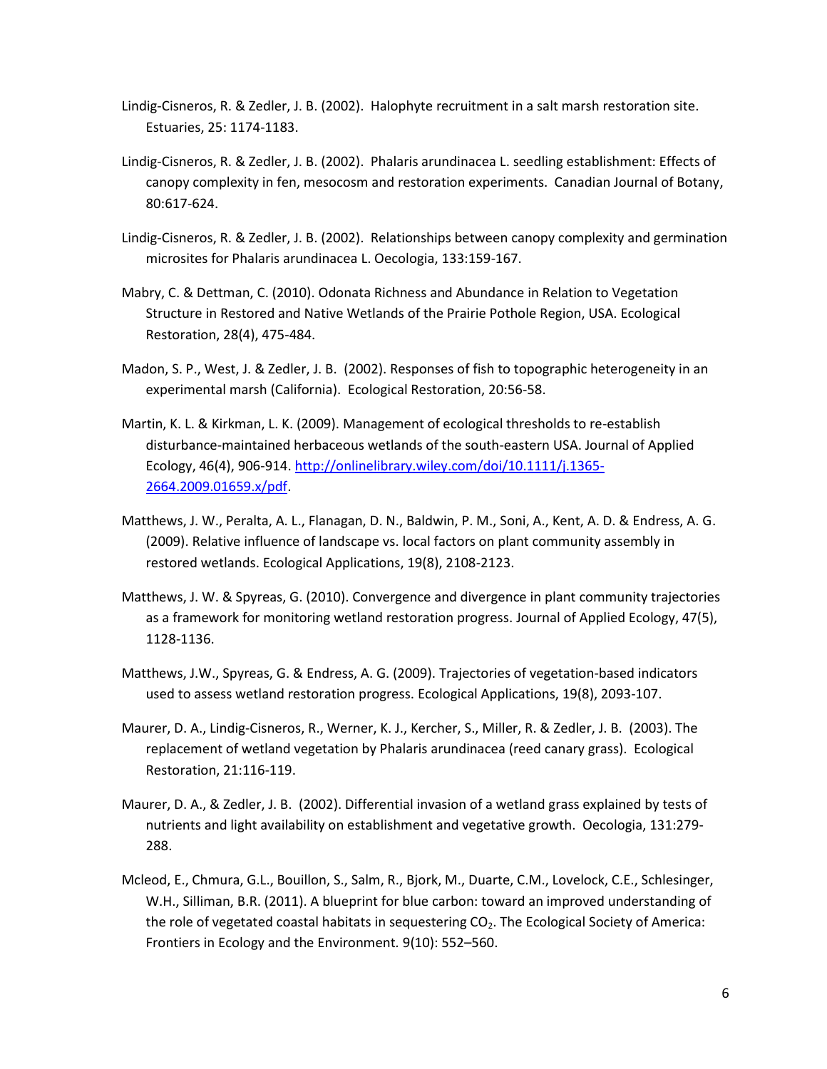Lindig-Cisneros, R. & Zedler, J. B. (2002). Halophyte recruitment in a salt marsh restoration site. Estuaries, 25: 1174-1183.

Lindig-Cisneros, R. & Zedler, J. B. (2002). Phalaris arundinacea L. seedling establishment: Effects of canopy complexity in fen, mesocosm and restoration experiments. Canadian Journal of Botany, 80:617-624.

Lindig-Cisneros, R. & Zedler, J. B. (2002). Relationships between canopy complexity and germination microsites for Phalaris arundinacea L. Oecologia, 133:159-167.

Mabry, C. & Dettman, C. (2010). Odonata Richness and Abundance in Relation to Vegetation Structure in Restored and Native Wetlands of the Prairie Pothole Region, USA. Ecological Restoration, 28(4), 475-484.

Madon, S. P., West, J. & Zedler, J. B. (2002). Responses of fish to topographic heterogeneity in an experimental marsh (California). Ecological Restoration, 20:56-58.

Martin, K. L. & Kirkman, L. K. (2009). Management of ecological thresholds to re-establish disturbance-maintained herbaceous wetlands of the south-eastern USA. Journal of Applied Ecology, 46(4), 906-914. http://onlinelibrary.wiley.com/doi/10.1111/j.1365-2664.2009.01659.x/pdf.

Matthews, J. W., Peralta, A. L., Flanagan, D. N., Baldwin, P. M., Soni, A., Kent, A. D. & Endress, A. G. (2009). Relative influence of landscape vs. local factors on plant community assembly in restored wetlands. Ecological Applications, 19(8), 2108-2123.

Matthews, J. W. & Spyreas, G. (2010). Convergence and divergence in plant community trajectories as a framework for monitoring wetland restoration progress. Journal of Applied Ecology, 47(5), 1128-1136.

Matthews, J.W., Spyreas, G. & Endress, A. G. (2009). Trajectories of vegetation-based indicators used to assess wetland restoration progress. Ecological Applications, 19(8), 2093-107.

Maurer, D. A., Lindig-Cisneros, R., Werner, K. J., Kercher, S., Miller, R. & Zedler, J. B. (2003). The replacement of wetland vegetation by Phalaris arundinacea (reed canary grass). Ecological Restoration, 21:116-119.

Maurer, D. A., & Zedler, J. B. (2002). Differential invasion of a wetland grass explained by tests of nutrients and light availability on establishment and vegetative growth. Oecologia, 131:279-288.

Mcleod, E., Chmura, G.L., Bouillon, S., Salm, R., Bjork, M., Duarte, C.M., Lovelock, C.E., Schlesinger, W.H., Silliman, B.R. (2011). A blueprint for blue carbon: toward an improved understanding of the role of vegetated coastal habitats in sequestering $CO_2$. The Ecological Society of America: Frontiers in Ecology and the Environment. 9(10): 552–560.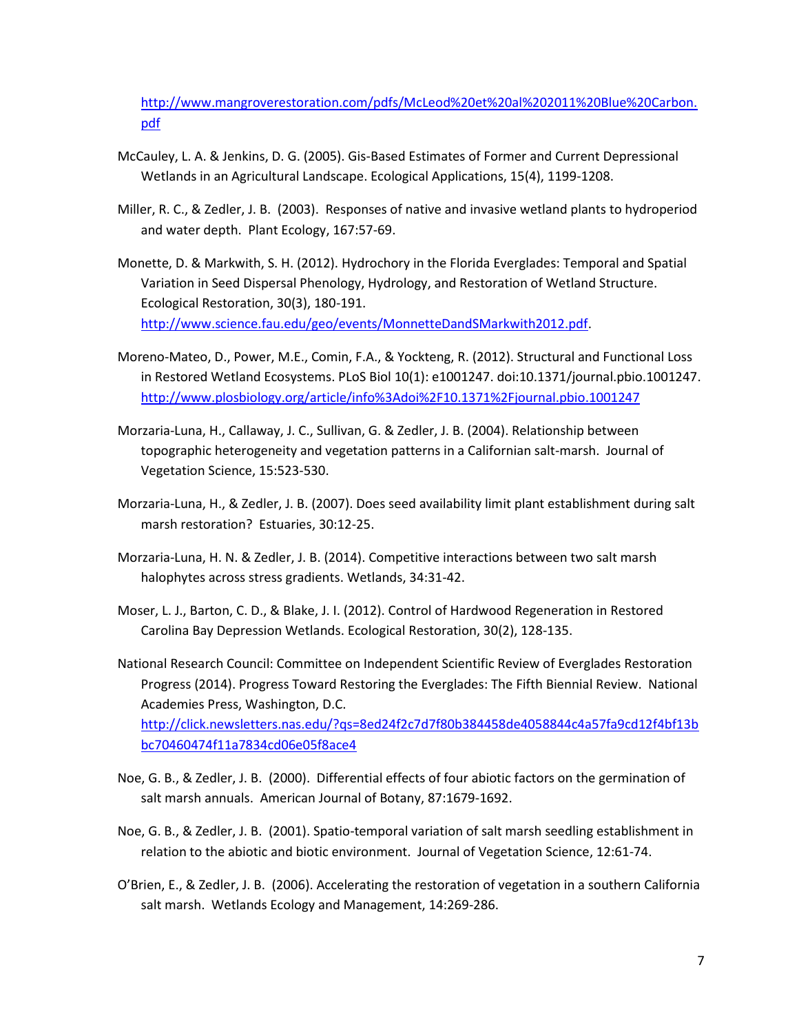http://www.mangroverestoration.com/pdfs/McLeod%20et%20al%202011%20Blue%20Carbon.pdf

McCauley, L. A. & Jenkins, D. G. (2005). Gis-Based Estimates of Former and Current Depressional Wetlands in an Agricultural Landscape. Ecological Applications, 15(4), 1199-1208.

Miller, R. C., & Zedler, J. B. (2003). Responses of native and invasive wetland plants to hydroperiod and water depth. Plant Ecology, 167:57-69.

Monette, D. & Markwith, S. H. (2012). Hydrochory in the Florida Everglades: Temporal and Spatial Variation in Seed Dispersal Phenology, Hydrology, and Restoration of Wetland Structure. Ecological Restoration, 30(3), 180-191. http://www.science.fau.edu/geo/events/MonnetteDandSMarkwith2012.pdf.

Moreno-Mateo, D., Power, M.E., Comin, F.A., & Yockteng, R. (2012). Structural and Functional Loss in Restored Wetland Ecosystems. PLoS Biol 10(1): e1001247. doi:10.1371/journal.pbio.1001247. http://www.plosbiology.org/article/info%3Adoi%2F10.1371%2Fjournal.pbio.1001247

Morzaria-Luna, H., Callaway, J. C., Sullivan, G. & Zedler, J. B. (2004). Relationship between topographic heterogeneity and vegetation patterns in a Californian salt-marsh. Journal of Vegetation Science, 15:523-530.

Morzaria-Luna, H., & Zedler, J. B. (2007). Does seed availability limit plant establishment during salt marsh restoration? Estuaries, 30:12-25.

Morzaria-Luna, H. N. & Zedler, J. B. (2014). Competitive interactions between two salt marsh halophytes across stress gradients. Wetlands, 34:31-42.

Moser, L. J., Barton, C. D., & Blake, J. I. (2012). Control of Hardwood Regeneration in Restored Carolina Bay Depression Wetlands. Ecological Restoration, 30(2), 128-135.

National Research Council: Committee on Independent Scientific Review of Everglades Restoration Progress (2014). Progress Toward Restoring the Everglades: The Fifth Biennial Review. National Academies Press, Washington, D.C. http://click.newsletters.nas.edu/?qs=8ed24f2c7d7f80b384458de4058844c4a57fa9cd12f4bf13bbc70460474f11a7834cd06e05f8ace4

Noe, G. B., & Zedler, J. B. (2000). Differential effects of four abiotic factors on the germination of salt marsh annuals. American Journal of Botany, 87:1679-1692.

Noe, G. B., & Zedler, J. B. (2001). Spatio-temporal variation of salt marsh seedling establishment in relation to the abiotic and biotic environment. Journal of Vegetation Science, 12:61-74.

O'Brien, E., & Zedler, J. B. (2006). Accelerating the restoration of vegetation in a southern California salt marsh. Wetlands Ecology and Management, 14:269-286.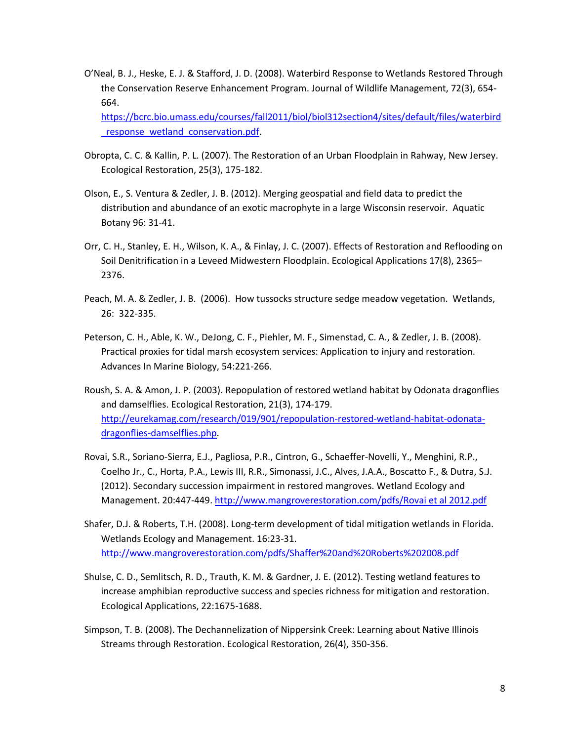O'Neal, B. J., Heske, E. J. & Stafford, J. D. (2008). Waterbird Response to Wetlands Restored Through the Conservation Reserve Enhancement Program. Journal of Wildlife Management, 72(3), 654-664. https://bcrc.bio.umass.edu/courses/fall2011/biol/biol312section4/sites/default/files/waterbird_response_wetland_conservation.pdf.

Obropta, C. C. & Kallin, P. L. (2007). The Restoration of an Urban Floodplain in Rahway, New Jersey. Ecological Restoration, 25(3), 175-182.

Olson, E., S. Ventura & Zedler, J. B. (2012). Merging geospatial and field data to predict the distribution and abundance of an exotic macrophyte in a large Wisconsin reservoir. Aquatic Botany 96: 31-41.

Orr, C. H., Stanley, E. H., Wilson, K. A., & Finlay, J. C. (2007). Effects of Restoration and Reflooding on Soil Denitrification in a Leveed Midwestern Floodplain. Ecological Applications 17(8), 2365–2376.

Peach, M. A. & Zedler, J. B. (2006). How tussocks structure sedge meadow vegetation. Wetlands, 26: 322-335.

Peterson, C. H., Able, K. W., DeJong, C. F., Piehler, M. F., Simenstad, C. A., & Zedler, J. B. (2008). Practical proxies for tidal marsh ecosystem services: Application to injury and restoration. Advances In Marine Biology, 54:221-266.

Roush, S. A. & Amon, J. P. (2003). Repopulation of restored wetland habitat by Odonata dragonflies and damselflies. Ecological Restoration, 21(3), 174-179. http://eurekamag.com/research/019/901/repopulation-restored-wetland-habitat-odonata-dragonflies-damselflies.php.

Rovai, S.R., Soriano-Sierra, E.J., Pagliosa, P.R., Cintron, G., Schaeffer-Novelli, Y., Menghini, R.P., Coelho Jr., C., Horta, P.A., Lewis III, R.R., Simonassi, J.C., Alves, J.A.A., Boscatto F., & Dutra, S.J. (2012). Secondary succession impairment in restored mangroves. Wetland Ecology and Management. 20:447-449. http://www.mangroverestoration.com/pdfs/Rovai et al 2012.pdf

Shafer, D.J. & Roberts, T.H. (2008). Long-term development of tidal mitigation wetlands in Florida. Wetlands Ecology and Management. 16:23-31. http://www.mangroverestoration.com/pdfs/Shaffer%20and%20Roberts%202008.pdf

Shulse, C. D., Semlitsch, R. D., Trauth, K. M. & Gardner, J. E. (2012). Testing wetland features to increase amphibian reproductive success and species richness for mitigation and restoration. Ecological Applications, 22:1675-1688.

Simpson, T. B. (2008). The Dechannelization of Nippersink Creek: Learning about Native Illinois Streams through Restoration. Ecological Restoration, 26(4), 350-356.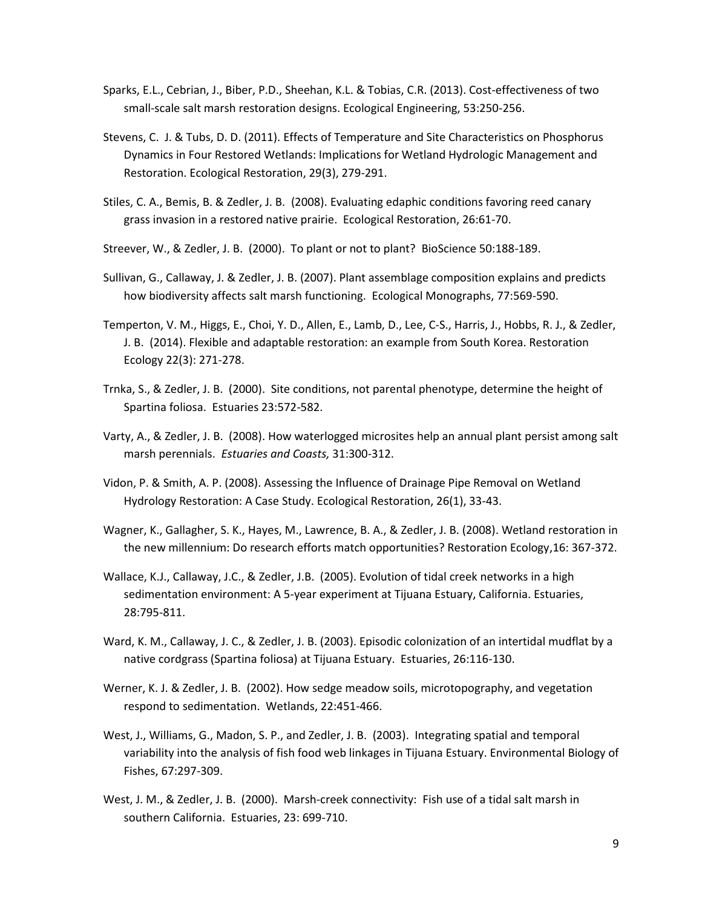Sparks, E.L., Cebrian, J., Biber, P.D., Sheehan, K.L. & Tobias, C.R. (2013). Cost-effectiveness of two small-scale salt marsh restoration designs. Ecological Engineering, 53:250-256.

Stevens, C. J. & Tubs, D. D. (2011). Effects of Temperature and Site Characteristics on Phosphorus Dynamics in Four Restored Wetlands: Implications for Wetland Hydrologic Management and Restoration. Ecological Restoration, 29(3), 279-291.

Stiles, C. A., Bemis, B. & Zedler, J. B. (2008). Evaluating edaphic conditions favoring reed canary grass invasion in a restored native prairie. Ecological Restoration, 26:61-70.

Streever, W., & Zedler, J. B. (2000). To plant or not to plant? BioScience 50:188-189.

Sullivan, G., Callaway, J. & Zedler, J. B. (2007). Plant assemblage composition explains and predicts how biodiversity affects salt marsh functioning. Ecological Monographs, 77:569-590.

Temperton, V. M., Higgs, E., Choi, Y. D., Allen, E., Lamb, D., Lee, C-S., Harris, J., Hobbs, R. J., & Zedler, J. B. (2014). Flexible and adaptable restoration: an example from South Korea. Restoration Ecology 22(3): 271-278.

Trnka, S., & Zedler, J. B. (2000). Site conditions, not parental phenotype, determine the height of Spartina foliosa. Estuaries 23:572-582.

Varty, A., & Zedler, J. B. (2008). How waterlogged microsites help an annual plant persist among salt marsh perennials. *Estuaries and Coasts,* 31:300-312.

Vidon, P. & Smith, A. P. (2008). Assessing the Influence of Drainage Pipe Removal on Wetland Hydrology Restoration: A Case Study. Ecological Restoration, 26(1), 33-43.

Wagner, K., Gallagher, S. K., Hayes, M., Lawrence, B. A., & Zedler, J. B. (2008). Wetland restoration in the new millennium: Do research efforts match opportunities? Restoration Ecology,16: 367-372.

Wallace, K.J., Callaway, J.C., & Zedler, J.B. (2005). Evolution of tidal creek networks in a high sedimentation environment: A 5-year experiment at Tijuana Estuary, California. Estuaries, 28:795-811.

Ward, K. M., Callaway, J. C., & Zedler, J. B. (2003). Episodic colonization of an intertidal mudflat by a native cordgrass (Spartina foliosa) at Tijuana Estuary. Estuaries, 26:116-130.

Werner, K. J. & Zedler, J. B. (2002). How sedge meadow soils, microtopography, and vegetation respond to sedimentation. Wetlands, 22:451-466.

West, J., Williams, G., Madon, S. P., and Zedler, J. B. (2003). Integrating spatial and temporal variability into the analysis of fish food web linkages in Tijuana Estuary. Environmental Biology of Fishes, 67:297-309.

West, J. M., & Zedler, J. B. (2000). Marsh-creek connectivity: Fish use of a tidal salt marsh in southern California. Estuaries, 23: 699-710.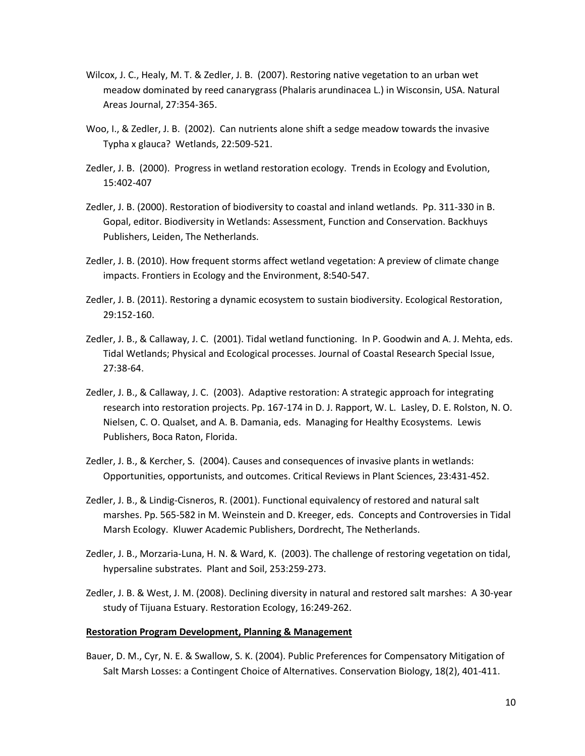Wilcox, J. C., Healy, M. T. & Zedler, J. B. (2007). Restoring native vegetation to an urban wet meadow dominated by reed canarygrass (Phalaris arundinacea L.) in Wisconsin, USA. Natural Areas Journal, 27:354-365.

Woo, I., & Zedler, J. B. (2002). Can nutrients alone shift a sedge meadow towards the invasive Typha x glauca? Wetlands, 22:509-521.

Zedler, J. B. (2000). Progress in wetland restoration ecology. Trends in Ecology and Evolution, 15:402-407

Zedler, J. B. (2000). Restoration of biodiversity to coastal and inland wetlands. Pp. 311-330 in B. Gopal, editor. Biodiversity in Wetlands: Assessment, Function and Conservation. Backhuys Publishers, Leiden, The Netherlands.

Zedler, J. B. (2010). How frequent storms affect wetland vegetation: A preview of climate change impacts. Frontiers in Ecology and the Environment, 8:540-547.

Zedler, J. B. (2011). Restoring a dynamic ecosystem to sustain biodiversity. Ecological Restoration, 29:152-160.

Zedler, J. B., & Callaway, J. C. (2001). Tidal wetland functioning. In P. Goodwin and A. J. Mehta, eds. Tidal Wetlands; Physical and Ecological processes. Journal of Coastal Research Special Issue, 27:38-64.

Zedler, J. B., & Callaway, J. C. (2003). Adaptive restoration: A strategic approach for integrating research into restoration projects. Pp. 167-174 in D. J. Rapport, W. L. Lasley, D. E. Rolston, N. O. Nielsen, C. O. Qualset, and A. B. Damania, eds. Managing for Healthy Ecosystems. Lewis Publishers, Boca Raton, Florida.

Zedler, J. B., & Kercher, S. (2004). Causes and consequences of invasive plants in wetlands: Opportunities, opportunists, and outcomes. Critical Reviews in Plant Sciences, 23:431-452.

Zedler, J. B., & Lindig-Cisneros, R. (2001). Functional equivalency of restored and natural salt marshes. Pp. 565-582 in M. Weinstein and D. Kreeger, eds. Concepts and Controversies in Tidal Marsh Ecology. Kluwer Academic Publishers, Dordrecht, The Netherlands.

Zedler, J. B., Morzaria-Luna, H. N. & Ward, K. (2003). The challenge of restoring vegetation on tidal, hypersaline substrates. Plant and Soil, 253:259-273.

Zedler, J. B. & West, J. M. (2008). Declining diversity in natural and restored salt marshes: A 30-year study of Tijuana Estuary. Restoration Ecology, 16:249-262.

**Restoration Program Development, Planning & Management**

Bauer, D. M., Cyr, N. E. & Swallow, S. K. (2004). Public Preferences for Compensatory Mitigation of Salt Marsh Losses: a Contingent Choice of Alternatives. Conservation Biology, 18(2), 401-411.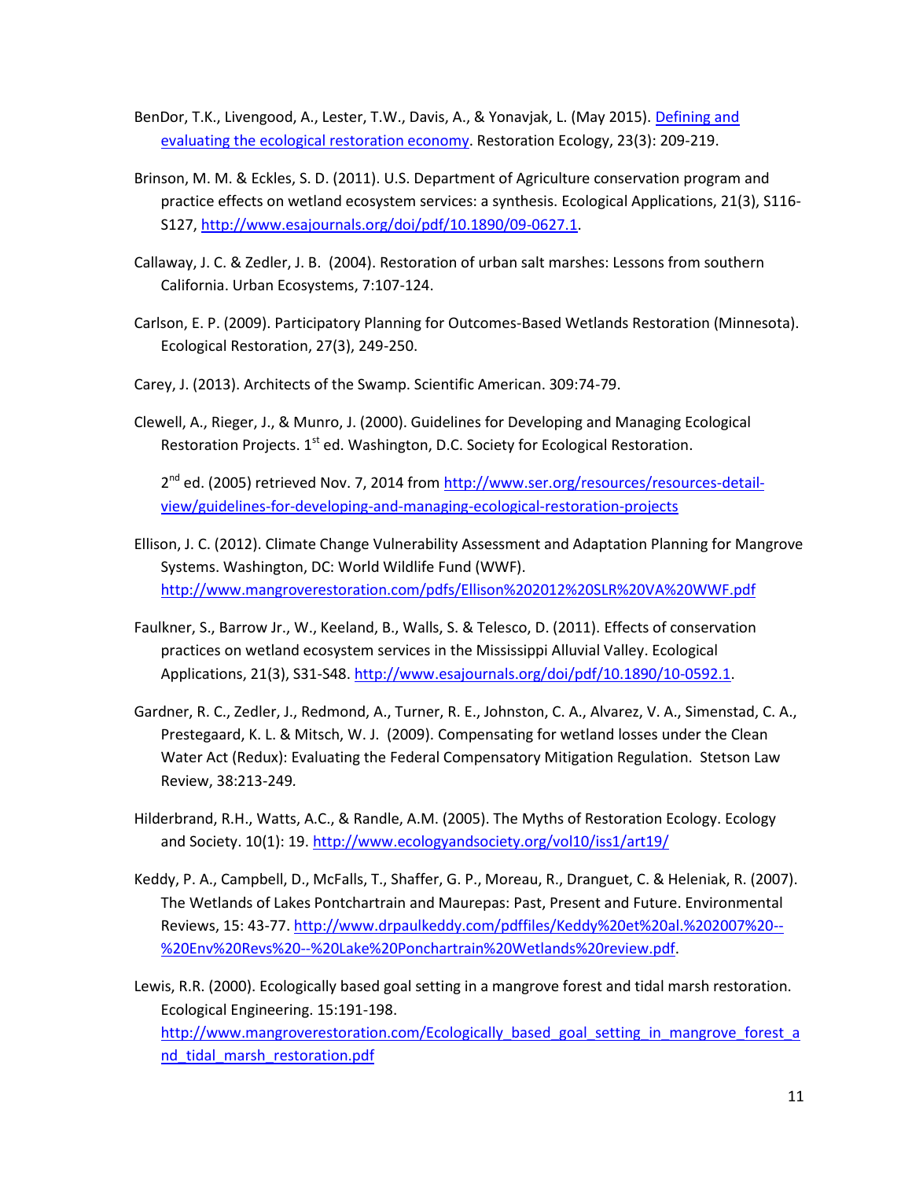BenDor, T.K., Livengood, A., Lester, T.W., Davis, A., & Yonavjak, L. (May 2015). [Defining and evaluating the ecological restoration economy](). Restoration Ecology, 23(3): 209-219.

Brinson, M. M. & Eckles, S. D. (2011). U.S. Department of Agriculture conservation program and practice effects on wetland ecosystem services: a synthesis. Ecological Applications, 21(3), S116-S127, http://www.esajournals.org/doi/pdf/10.1890/09-0627.1.

Callaway, J. C. & Zedler, J. B. (2004). Restoration of urban salt marshes: Lessons from southern California. Urban Ecosystems, 7:107-124.

Carlson, E. P. (2009). Participatory Planning for Outcomes-Based Wetlands Restoration (Minnesota). Ecological Restoration, 27(3), 249-250.

Carey, J. (2013). Architects of the Swamp. Scientific American. 309:74-79.

Clewell, A., Rieger, J., & Munro, J. (2000). Guidelines for Developing and Managing Ecological Restoration Projects. 1st ed. Washington, D.C. Society for Ecological Restoration.

2nd ed. (2005) retrieved Nov. 7, 2014 from http://www.ser.org/resources/resources-detail-view/guidelines-for-developing-and-managing-ecological-restoration-projects

Ellison, J. C. (2012). Climate Change Vulnerability Assessment and Adaptation Planning for Mangrove Systems. Washington, DC: World Wildlife Fund (WWF). http://www.mangroverestoration.com/pdfs/Ellison%202012%20SLR%20VA%20WWF.pdf

Faulkner, S., Barrow Jr., W., Keeland, B., Walls, S. & Telesco, D. (2011). Effects of conservation practices on wetland ecosystem services in the Mississippi Alluvial Valley. Ecological Applications, 21(3), S31-S48. http://www.esajournals.org/doi/pdf/10.1890/10-0592.1.

Gardner, R. C., Zedler, J., Redmond, A., Turner, R. E., Johnston, C. A., Alvarez, V. A., Simenstad, C. A., Prestegaard, K. L. & Mitsch, W. J. (2009). Compensating for wetland losses under the Clean Water Act (Redux): Evaluating the Federal Compensatory Mitigation Regulation. Stetson Law Review, 38:213-249.

Hilderbrand, R.H., Watts, A.C., & Randle, A.M. (2005). The Myths of Restoration Ecology. Ecology and Society. 10(1): 19. http://www.ecologyandsociety.org/vol10/iss1/art19/

Keddy, P. A., Campbell, D., McFalls, T., Shaffer, G. P., Moreau, R., Dranguet, C. & Heleniak, R. (2007). The Wetlands of Lakes Pontchartrain and Maurepas: Past, Present and Future. Environmental Reviews, 15: 43-77. http://www.drpaulkeddy.com/pdffiles/Keddy%20et%20al.%202007%20--%20Env%20Revs%20--%20Lake%20Ponchartrain%20Wetlands%20review.pdf.

Lewis, R.R. (2000). Ecologically based goal setting in a mangrove forest and tidal marsh restoration. Ecological Engineering. 15:191-198. http://www.mangroverestoration.com/Ecologically_based_goal_setting_in_mangrove_forest_and_tidal_marsh_restoration.pdf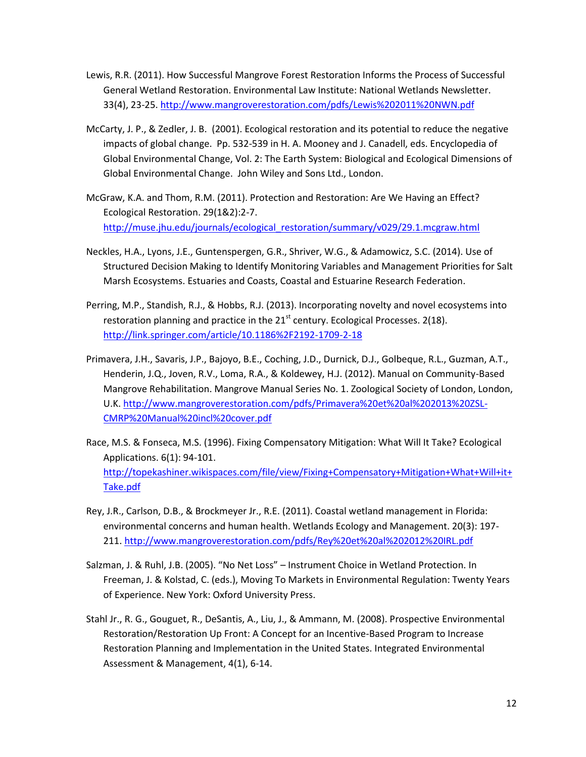Lewis, R.R. (2011). How Successful Mangrove Forest Restoration Informs the Process of Successful General Wetland Restoration. Environmental Law Institute: National Wetlands Newsletter. 33(4), 23-25. http://www.mangroverestoration.com/pdfs/Lewis%202011%20NWN.pdf

McCarty, J. P., & Zedler, J. B. (2001). Ecological restoration and its potential to reduce the negative impacts of global change. Pp. 532-539 in H. A. Mooney and J. Canadell, eds. Encyclopedia of Global Environmental Change, Vol. 2: The Earth System: Biological and Ecological Dimensions of Global Environmental Change. John Wiley and Sons Ltd., London.

McGraw, K.A. and Thom, R.M. (2011). Protection and Restoration: Are We Having an Effect? Ecological Restoration. 29(1&2):2-7. http://muse.jhu.edu/journals/ecological_restoration/summary/v029/29.1.mcgraw.html

Neckles, H.A., Lyons, J.E., Guntenspergen, G.R., Shriver, W.G., & Adamowicz, S.C. (2014). Use of Structured Decision Making to Identify Monitoring Variables and Management Priorities for Salt Marsh Ecosystems. Estuaries and Coasts, Coastal and Estuarine Research Federation.

Perring, M.P., Standish, R.J., & Hobbs, R.J. (2013). Incorporating novelty and novel ecosystems into restoration planning and practice in the 21st century. Ecological Processes. 2(18). http://link.springer.com/article/10.1186%2F2192-1709-2-18

Primavera, J.H., Savaris, J.P., Bajoyo, B.E., Coching, J.D., Durnick, D.J., Golbeque, R.L., Guzman, A.T., Henderin, J.Q., Joven, R.V., Loma, R.A., & Koldewey, H.J. (2012). Manual on Community-Based Mangrove Rehabilitation. Mangrove Manual Series No. 1. Zoological Society of London, London, U.K. http://www.mangroverestoration.com/pdfs/Primavera%20et%20al%202013%20ZSL-CMRP%20Manual%20incl%20cover.pdf

Race, M.S. & Fonseca, M.S. (1996). Fixing Compensatory Mitigation: What Will It Take? Ecological Applications. 6(1): 94-101. http://topekashiner.wikispaces.com/file/view/Fixing+Compensatory+Mitigation+What+Will+it+Take.pdf

Rey, J.R., Carlson, D.B., & Brockmeyer Jr., R.E. (2011). Coastal wetland management in Florida: environmental concerns and human health. Wetlands Ecology and Management. 20(3): 197-211. http://www.mangroverestoration.com/pdfs/Rey%20et%20al%202012%20IRL.pdf

Salzman, J. & Ruhl, J.B. (2005). "No Net Loss" – Instrument Choice in Wetland Protection. In Freeman, J. & Kolstad, C. (eds.), Moving To Markets in Environmental Regulation: Twenty Years of Experience. New York: Oxford University Press.

Stahl Jr., R. G., Gouguet, R., DeSantis, A., Liu, J., & Ammann, M. (2008). Prospective Environmental Restoration/Restoration Up Front: A Concept for an Incentive-Based Program to Increase Restoration Planning and Implementation in the United States. Integrated Environmental Assessment & Management, 4(1), 6-14.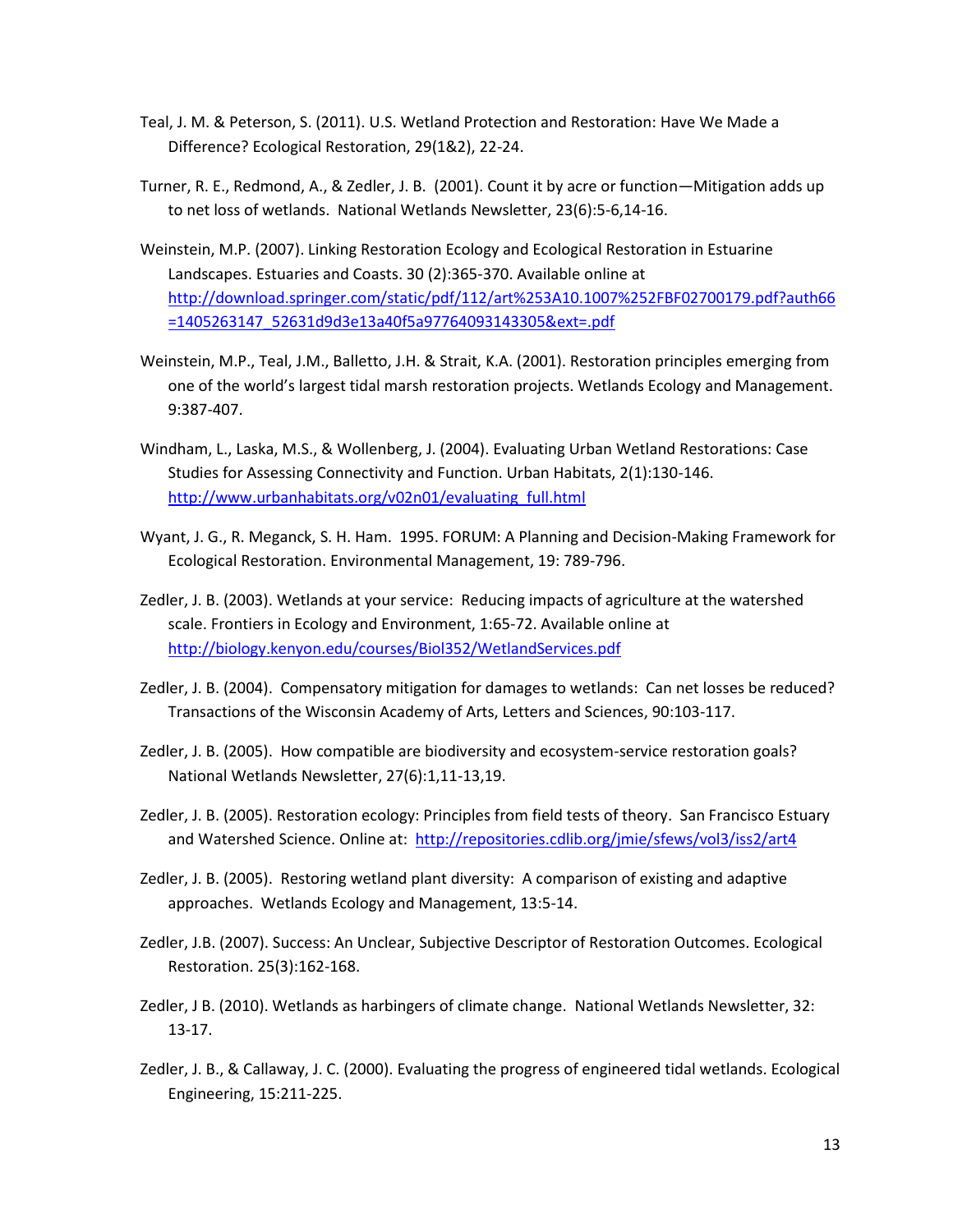Teal, J. M. & Peterson, S. (2011). U.S. Wetland Protection and Restoration: Have We Made a Difference? Ecological Restoration, 29(1&2), 22-24.

Turner, R. E., Redmond, A., & Zedler, J. B. (2001). Count it by acre or function—Mitigation adds up to net loss of wetlands. National Wetlands Newsletter, 23(6):5-6,14-16.

Weinstein, M.P. (2007). Linking Restoration Ecology and Ecological Restoration in Estuarine Landscapes. Estuaries and Coasts. 30 (2):365-370. Available online at http://download.springer.com/static/pdf/112/art%253A10.1007%252FBF02700179.pdf?auth66=1405263147_52631d9d3e13a40f5a97764093143305&ext=.pdf

Weinstein, M.P., Teal, J.M., Balletto, J.H. & Strait, K.A. (2001). Restoration principles emerging from one of the world's largest tidal marsh restoration projects. Wetlands Ecology and Management. 9:387-407.

Windham, L., Laska, M.S., & Wollenberg, J. (2004). Evaluating Urban Wetland Restorations: Case Studies for Assessing Connectivity and Function. Urban Habitats, 2(1):130-146. http://www.urbanhabitats.org/v02n01/evaluating_full.html

Wyant, J. G., R. Meganck, S. H. Ham. 1995. FORUM: A Planning and Decision-Making Framework for Ecological Restoration. Environmental Management, 19: 789-796.

Zedler, J. B. (2003). Wetlands at your service: Reducing impacts of agriculture at the watershed scale. Frontiers in Ecology and Environment, 1:65-72. Available online at http://biology.kenyon.edu/courses/Biol352/WetlandServices.pdf

Zedler, J. B. (2004). Compensatory mitigation for damages to wetlands: Can net losses be reduced? Transactions of the Wisconsin Academy of Arts, Letters and Sciences, 90:103-117.

Zedler, J. B. (2005). How compatible are biodiversity and ecosystem-service restoration goals? National Wetlands Newsletter, 27(6):1,11-13,19.

Zedler, J. B. (2005). Restoration ecology: Principles from field tests of theory. San Francisco Estuary and Watershed Science. Online at: http://repositories.cdlib.org/jmie/sfews/vol3/iss2/art4

Zedler, J. B. (2005). Restoring wetland plant diversity: A comparison of existing and adaptive approaches. Wetlands Ecology and Management, 13:5-14.

Zedler, J.B. (2007). Success: An Unclear, Subjective Descriptor of Restoration Outcomes. Ecological Restoration. 25(3):162-168.

Zedler, J B. (2010). Wetlands as harbingers of climate change. National Wetlands Newsletter, 32: 13-17.

Zedler, J. B., & Callaway, J. C. (2000). Evaluating the progress of engineered tidal wetlands. Ecological Engineering, 15:211-225.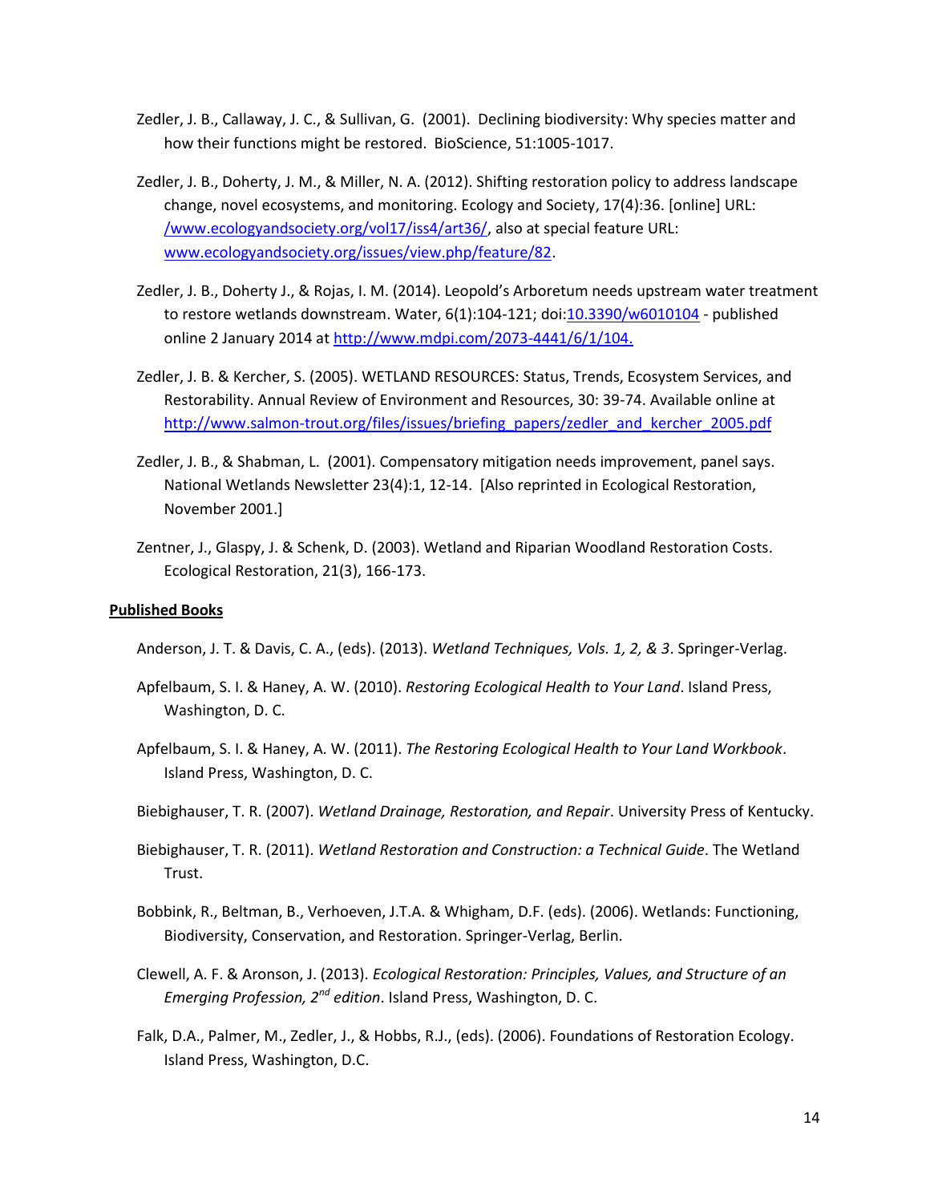Zedler, J. B., Callaway, J. C., & Sullivan, G. (2001). Declining biodiversity: Why species matter and how their functions might be restored. BioScience, 51:1005-1017.

Zedler, J. B., Doherty, J. M., & Miller, N. A. (2012). Shifting restoration policy to address landscape change, novel ecosystems, and monitoring. Ecology and Society, 17(4):36. [online] URL: /www.ecologyandsociety.org/vol17/iss4/art36/, also at special feature URL: www.ecologyandsociety.org/issues/view.php/feature/82.

Zedler, J. B., Doherty J., & Rojas, I. M. (2014). Leopold's Arboretum needs upstream water treatment to restore wetlands downstream. Water, 6(1):104-121; doi:10.3390/w6010104 - published online 2 January 2014 at http://www.mdpi.com/2073-4441/6/1/104.

Zedler, J. B. & Kercher, S. (2005). WETLAND RESOURCES: Status, Trends, Ecosystem Services, and Restorability. Annual Review of Environment and Resources, 30: 39-74. Available online at http://www.salmon-trout.org/files/issues/briefing_papers/zedler_and_kercher_2005.pdf

Zedler, J. B., & Shabman, L. (2001). Compensatory mitigation needs improvement, panel says. National Wetlands Newsletter 23(4):1, 12-14. [Also reprinted in Ecological Restoration, November 2001.]

Zentner, J., Glaspy, J. & Schenk, D. (2003). Wetland and Riparian Woodland Restoration Costs. Ecological Restoration, 21(3), 166-173.

**Published Books**

Anderson, J. T. & Davis, C. A., (eds). (2013). *Wetland Techniques, Vols. 1, 2, & 3*. Springer-Verlag.

Apfelbaum, S. I. & Haney, A. W. (2010). *Restoring Ecological Health to Your Land*. Island Press, Washington, D. C.

Apfelbaum, S. I. & Haney, A. W. (2011). *The Restoring Ecological Health to Your Land Workbook*. Island Press, Washington, D. C.

Biebighauser, T. R. (2007). *Wetland Drainage, Restoration, and Repair*. University Press of Kentucky.

Biebighauser, T. R. (2011). *Wetland Restoration and Construction: a Technical Guide*. The Wetland Trust.

Bobbink, R., Beltman, B., Verhoeven, J.T.A. & Whigham, D.F. (eds). (2006). Wetlands: Functioning, Biodiversity, Conservation, and Restoration. Springer-Verlag, Berlin.

Clewell, A. F. & Aronson, J. (2013). *Ecological Restoration: Principles, Values, and Structure of an Emerging Profession, 2nd edition*. Island Press, Washington, D. C.

Falk, D.A., Palmer, M., Zedler, J., & Hobbs, R.J., (eds). (2006). Foundations of Restoration Ecology. Island Press, Washington, D.C.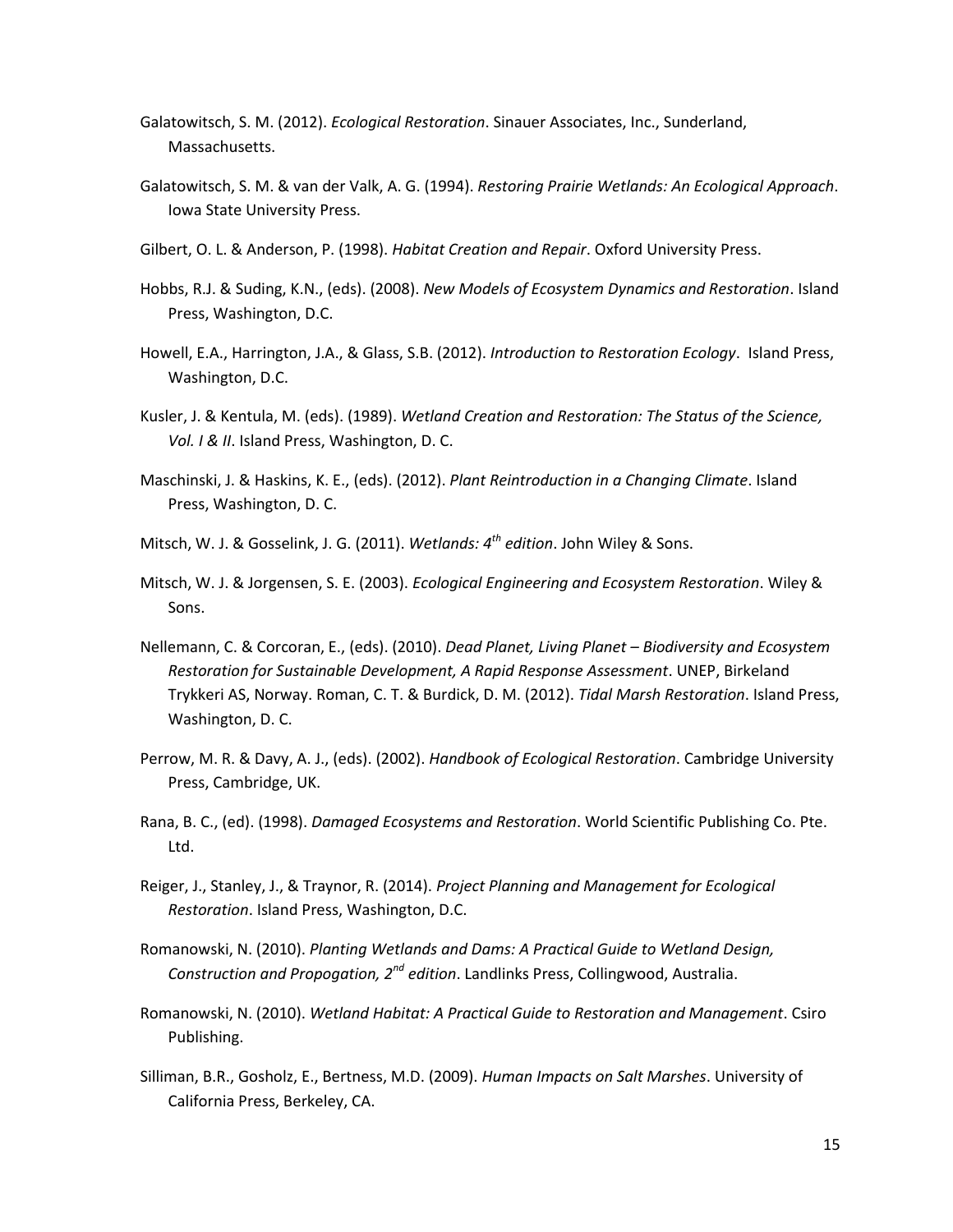Galatowitsch, S. M. (2012). *Ecological Restoration*. Sinauer Associates, Inc., Sunderland, Massachusetts.

Galatowitsch, S. M. & van der Valk, A. G. (1994). *Restoring Prairie Wetlands: An Ecological Approach*. Iowa State University Press.

Gilbert, O. L. & Anderson, P. (1998). *Habitat Creation and Repair*. Oxford University Press.

Hobbs, R.J. & Suding, K.N., (eds). (2008). *New Models of Ecosystem Dynamics and Restoration*. Island Press, Washington, D.C.

Howell, E.A., Harrington, J.A., & Glass, S.B. (2012). *Introduction to Restoration Ecology*. Island Press, Washington, D.C.

Kusler, J. & Kentula, M. (eds). (1989). *Wetland Creation and Restoration: The Status of the Science, Vol. I & II*. Island Press, Washington, D. C.

Maschinski, J. & Haskins, K. E., (eds). (2012). *Plant Reintroduction in a Changing Climate*. Island Press, Washington, D. C.

Mitsch, W. J. & Gosselink, J. G. (2011). *Wetlands: 4th edition*. John Wiley & Sons.

Mitsch, W. J. & Jorgensen, S. E. (2003). *Ecological Engineering and Ecosystem Restoration*. Wiley & Sons.

Nellemann, C. & Corcoran, E., (eds). (2010). *Dead Planet, Living Planet – Biodiversity and Ecosystem Restoration for Sustainable Development, A Rapid Response Assessment*. UNEP, Birkeland Trykkeri AS, Norway. Roman, C. T. & Burdick, D. M. (2012). *Tidal Marsh Restoration*. Island Press, Washington, D. C.

Perrow, M. R. & Davy, A. J., (eds). (2002). *Handbook of Ecological Restoration*. Cambridge University Press, Cambridge, UK.

Rana, B. C., (ed). (1998). *Damaged Ecosystems and Restoration*. World Scientific Publishing Co. Pte. Ltd.

Reiger, J., Stanley, J., & Traynor, R. (2014). *Project Planning and Management for Ecological Restoration*. Island Press, Washington, D.C.

Romanowski, N. (2010). *Planting Wetlands and Dams: A Practical Guide to Wetland Design, Construction and Propogation, 2nd edition*. Landlinks Press, Collingwood, Australia.

Romanowski, N. (2010). *Wetland Habitat: A Practical Guide to Restoration and Management*. Csiro Publishing.

Silliman, B.R., Gosholz, E., Bertness, M.D. (2009). *Human Impacts on Salt Marshes*. University of California Press, Berkeley, CA.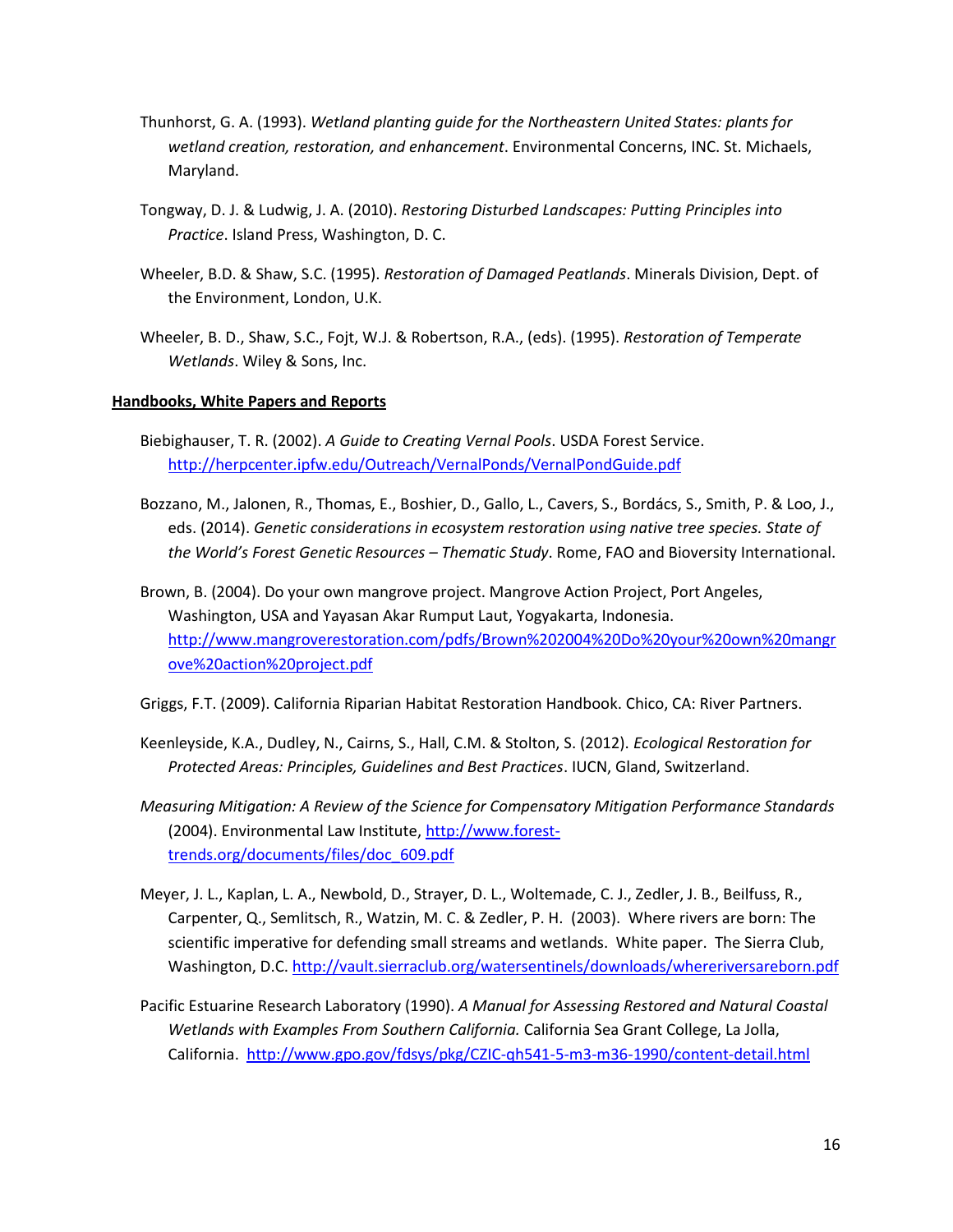Thunhorst, G. A. (1993). *Wetland planting guide for the Northeastern United States: plants for wetland creation, restoration, and enhancement*. Environmental Concerns, INC. St. Michaels, Maryland.

Tongway, D. J. & Ludwig, J. A. (2010). *Restoring Disturbed Landscapes: Putting Principles into Practice*. Island Press, Washington, D. C.

Wheeler, B.D. & Shaw, S.C. (1995). *Restoration of Damaged Peatlands*. Minerals Division, Dept. of the Environment, London, U.K.

Wheeler, B. D., Shaw, S.C., Fojt, W.J. & Robertson, R.A., (eds). (1995). *Restoration of Temperate Wetlands*. Wiley & Sons, Inc.

**Handbooks, White Papers and Reports**

Biebighauser, T. R. (2002). *A Guide to Creating Vernal Pools*. USDA Forest Service. http://herpcenter.ipfw.edu/Outreach/VernalPonds/VernalPondGuide.pdf

Bozzano, M., Jalonen, R., Thomas, E., Boshier, D., Gallo, L., Cavers, S., Bordács, S., Smith, P. & Loo, J., eds. (2014). *Genetic considerations in ecosystem restoration using native tree species. State of the World's Forest Genetic Resources – Thematic Study*. Rome, FAO and Bioversity International.

Brown, B. (2004). Do your own mangrove project. Mangrove Action Project, Port Angeles, Washington, USA and Yayasan Akar Rumput Laut, Yogyakarta, Indonesia. http://www.mangroverestoration.com/pdfs/Brown%202004%20Do%20your%20own%20mangrove%20action%20project.pdf

Griggs, F.T. (2009). California Riparian Habitat Restoration Handbook. Chico, CA: River Partners.

Keenleyside, K.A., Dudley, N., Cairns, S., Hall, C.M. & Stolton, S. (2012). *Ecological Restoration for Protected Areas: Principles, Guidelines and Best Practices*. IUCN, Gland, Switzerland.

*Measuring Mitigation: A Review of the Science for Compensatory Mitigation Performance Standards* (2004). Environmental Law Institute, http://www.forest-trends.org/documents/files/doc_609.pdf

Meyer, J. L., Kaplan, L. A., Newbold, D., Strayer, D. L., Woltemade, C. J., Zedler, J. B., Beilfuss, R., Carpenter, Q., Semlitsch, R., Watzin, M. C. & Zedler, P. H. (2003). Where rivers are born: The scientific imperative for defending small streams and wetlands. White paper. The Sierra Club, Washington, D.C. http://vault.sierraclub.org/watersentinels/downloads/whereriversareborn.pdf

Pacific Estuarine Research Laboratory (1990). *A Manual for Assessing Restored and Natural Coastal Wetlands with Examples From Southern California.* California Sea Grant College, La Jolla, California. http://www.gpo.gov/fdsys/pkg/CZIC-qh541-5-m3-m36-1990/content-detail.html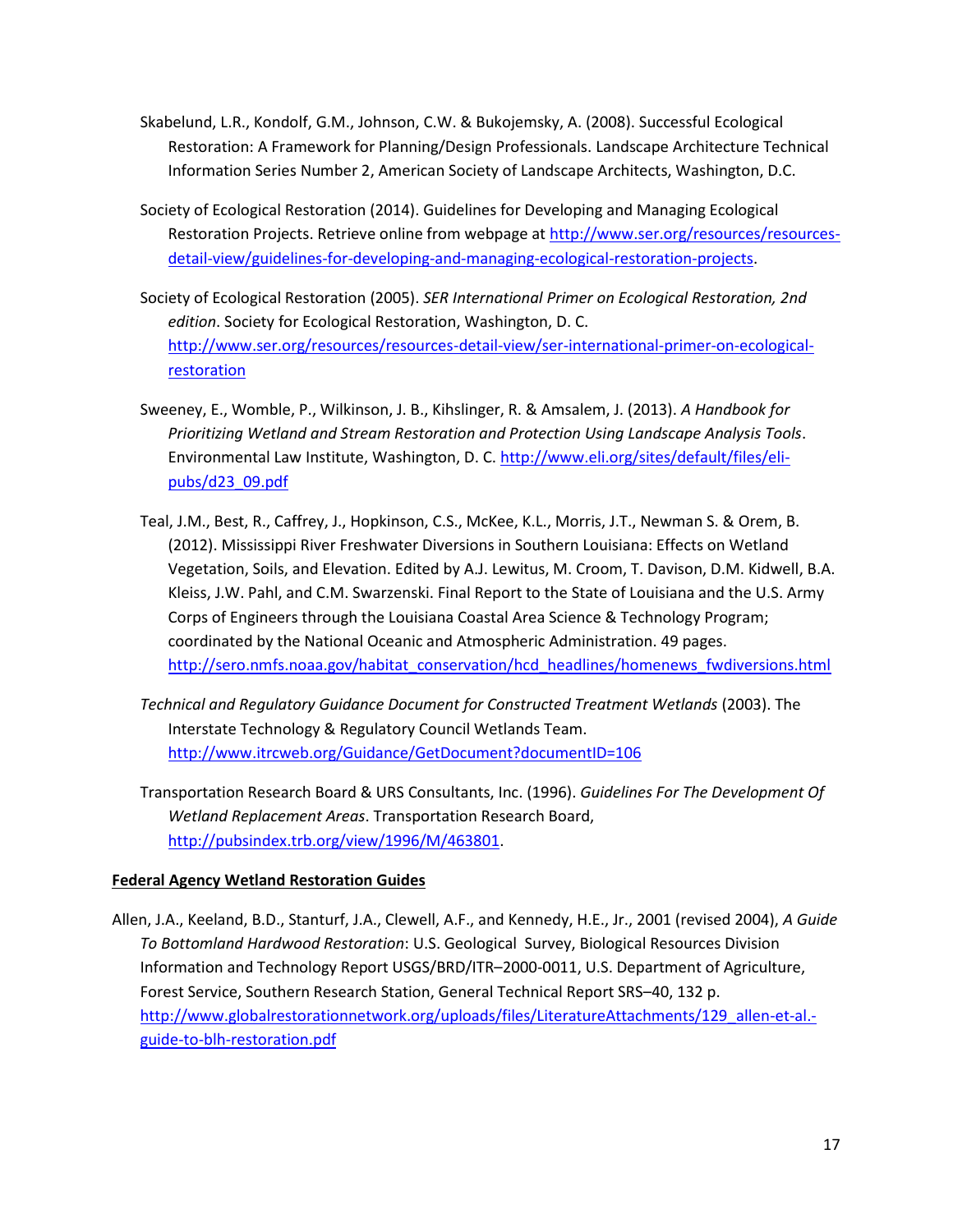Skabelund, L.R., Kondolf, G.M., Johnson, C.W. & Bukojemsky, A. (2008). Successful Ecological Restoration: A Framework for Planning/Design Professionals. Landscape Architecture Technical Information Series Number 2, American Society of Landscape Architects, Washington, D.C.

Society of Ecological Restoration (2014). Guidelines for Developing and Managing Ecological Restoration Projects. Retrieve online from webpage at http://www.ser.org/resources/resources-detail-view/guidelines-for-developing-and-managing-ecological-restoration-projects.

Society of Ecological Restoration (2005). *SER International Primer on Ecological Restoration, 2nd edition*. Society for Ecological Restoration, Washington, D. C. http://www.ser.org/resources/resources-detail-view/ser-international-primer-on-ecological-restoration

Sweeney, E., Womble, P., Wilkinson, J. B., Kihslinger, R. & Amsalem, J. (2013). *A Handbook for Prioritizing Wetland and Stream Restoration and Protection Using Landscape Analysis Tools*. Environmental Law Institute, Washington, D. C. http://www.eli.org/sites/default/files/eli-pubs/d23_09.pdf

Teal, J.M., Best, R., Caffrey, J., Hopkinson, C.S., McKee, K.L., Morris, J.T., Newman S. & Orem, B. (2012). Mississippi River Freshwater Diversions in Southern Louisiana: Effects on Wetland Vegetation, Soils, and Elevation. Edited by A.J. Lewitus, M. Croom, T. Davison, D.M. Kidwell, B.A. Kleiss, J.W. Pahl, and C.M. Swarzenski. Final Report to the State of Louisiana and the U.S. Army Corps of Engineers through the Louisiana Coastal Area Science & Technology Program; coordinated by the National Oceanic and Atmospheric Administration. 49 pages. http://sero.nmfs.noaa.gov/habitat_conservation/hcd_headlines/homenews_fwdiversions.html

*Technical and Regulatory Guidance Document for Constructed Treatment Wetlands* (2003). The Interstate Technology & Regulatory Council Wetlands Team. http://www.itrcweb.org/Guidance/GetDocument?documentID=106

Transportation Research Board & URS Consultants, Inc. (1996). *Guidelines For The Development Of Wetland Replacement Areas*. Transportation Research Board, http://pubsindex.trb.org/view/1996/M/463801.

**Federal Agency Wetland Restoration Guides**

Allen, J.A., Keeland, B.D., Stanturf, J.A., Clewell, A.F., and Kennedy, H.E., Jr., 2001 (revised 2004), *A Guide To Bottomland Hardwood Restoration*: U.S. Geological Survey, Biological Resources Division Information and Technology Report USGS/BRD/ITR–2000-0011, U.S. Department of Agriculture, Forest Service, Southern Research Station, General Technical Report SRS–40, 132 p. http://www.globalrestorationnetwork.org/uploads/files/LiteratureAttachments/129_allen-et-al.-guide-to-blh-restoration.pdf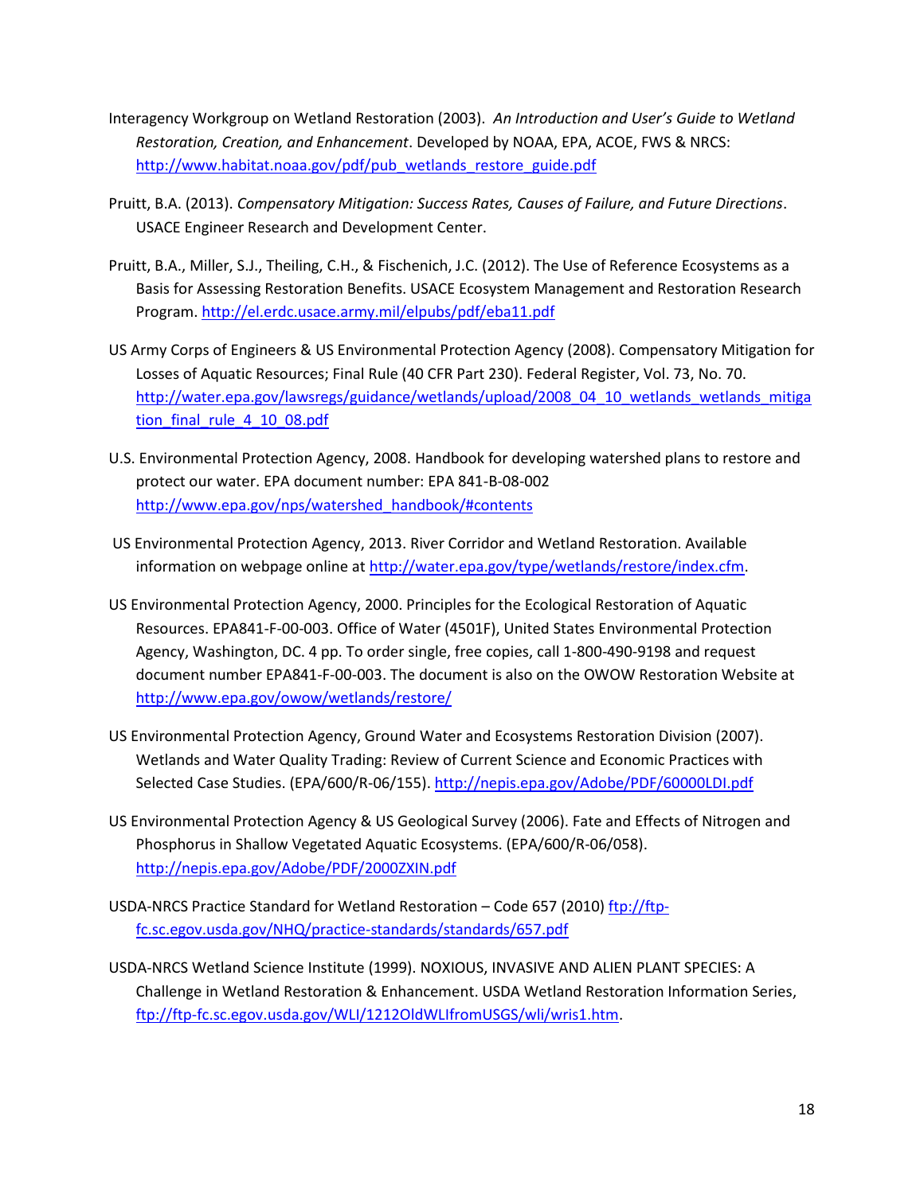Interagency Workgroup on Wetland Restoration (2003). *An Introduction and User's Guide to Wetland Restoration, Creation, and Enhancement*. Developed by NOAA, EPA, ACOE, FWS & NRCS: http://www.habitat.noaa.gov/pdf/pub_wetlands_restore_guide.pdf

Pruitt, B.A. (2013). *Compensatory Mitigation: Success Rates, Causes of Failure, and Future Directions*. USACE Engineer Research and Development Center.

Pruitt, B.A., Miller, S.J., Theiling, C.H., & Fischenich, J.C. (2012). The Use of Reference Ecosystems as a Basis for Assessing Restoration Benefits. USACE Ecosystem Management and Restoration Research Program. http://el.erdc.usace.army.mil/elpubs/pdf/eba11.pdf

US Army Corps of Engineers & US Environmental Protection Agency (2008). Compensatory Mitigation for Losses of Aquatic Resources; Final Rule (40 CFR Part 230). Federal Register, Vol. 73, No. 70. http://water.epa.gov/lawsregs/guidance/wetlands/upload/2008_04_10_wetlands_wetlands_mitigation_final_rule_4_10_08.pdf

U.S. Environmental Protection Agency, 2008. Handbook for developing watershed plans to restore and protect our water. EPA document number: EPA 841-B-08-002 http://www.epa.gov/nps/watershed_handbook/#contents

US Environmental Protection Agency, 2013. River Corridor and Wetland Restoration. Available information on webpage online at http://water.epa.gov/type/wetlands/restore/index.cfm.

US Environmental Protection Agency, 2000. Principles for the Ecological Restoration of Aquatic Resources. EPA841-F-00-003. Office of Water (4501F), United States Environmental Protection Agency, Washington, DC. 4 pp. To order single, free copies, call 1-800-490-9198 and request document number EPA841-F-00-003. The document is also on the OWOW Restoration Website at http://www.epa.gov/owow/wetlands/restore/

US Environmental Protection Agency, Ground Water and Ecosystems Restoration Division (2007). Wetlands and Water Quality Trading: Review of Current Science and Economic Practices with Selected Case Studies. (EPA/600/R-06/155). http://nepis.epa.gov/Adobe/PDF/60000LDI.pdf

US Environmental Protection Agency & US Geological Survey (2006). Fate and Effects of Nitrogen and Phosphorus in Shallow Vegetated Aquatic Ecosystems. (EPA/600/R-06/058). http://nepis.epa.gov/Adobe/PDF/2000ZXIN.pdf

USDA-NRCS Practice Standard for Wetland Restoration – Code 657 (2010) ftp://ftp-fc.sc.egov.usda.gov/NHQ/practice-standards/standards/657.pdf

USDA-NRCS Wetland Science Institute (1999). NOXIOUS, INVASIVE AND ALIEN PLANT SPECIES: A Challenge in Wetland Restoration & Enhancement. USDA Wetland Restoration Information Series, ftp://ftp-fc.sc.egov.usda.gov/WLI/1212OldWLIfromUSGS/wli/wris1.htm.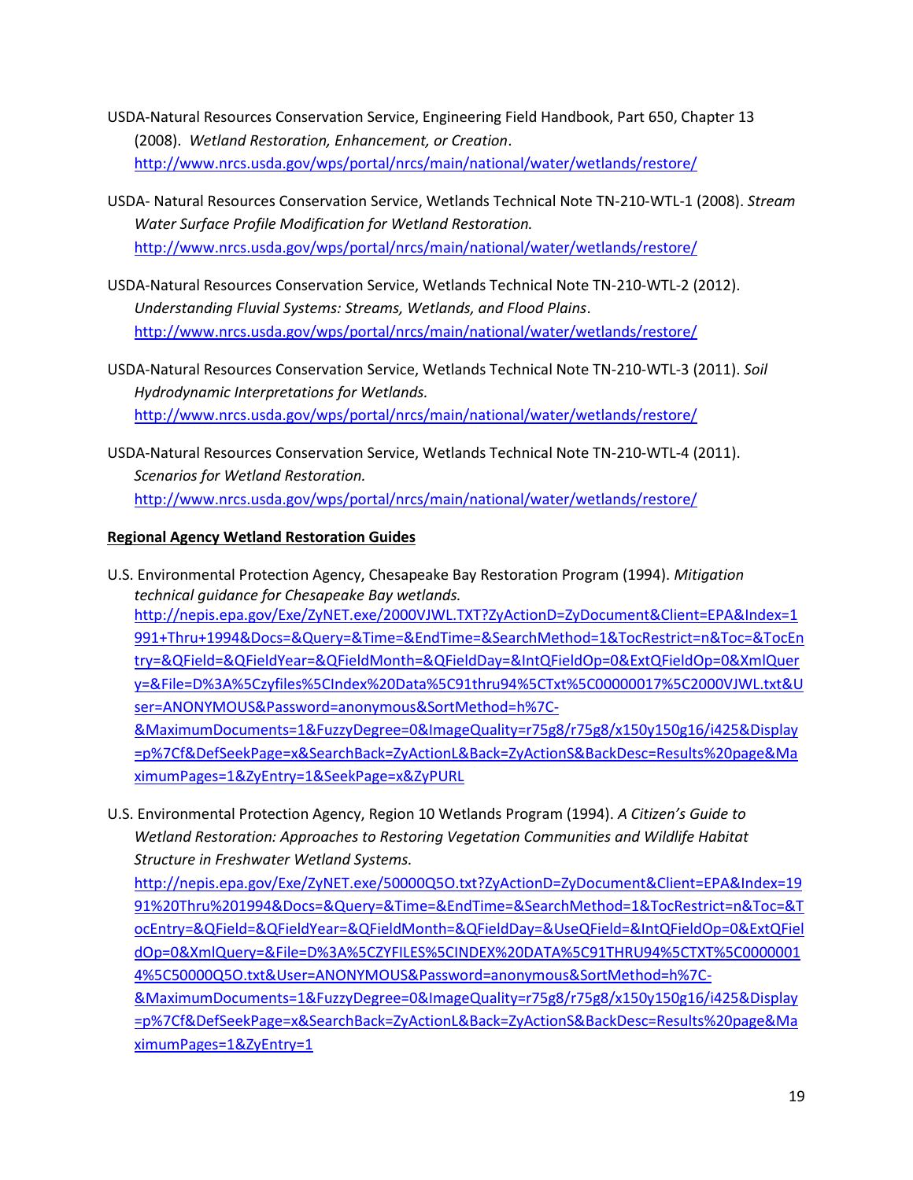USDA-Natural Resources Conservation Service, Engineering Field Handbook, Part 650, Chapter 13 (2008). *Wetland Restoration, Enhancement, or Creation*. http://www.nrcs.usda.gov/wps/portal/nrcs/main/national/water/wetlands/restore/

USDA- Natural Resources Conservation Service, Wetlands Technical Note TN-210-WTL-1 (2008). *Stream Water Surface Profile Modification for Wetland Restoration.* http://www.nrcs.usda.gov/wps/portal/nrcs/main/national/water/wetlands/restore/

USDA-Natural Resources Conservation Service, Wetlands Technical Note TN-210-WTL-2 (2012). *Understanding Fluvial Systems: Streams, Wetlands, and Flood Plains*. http://www.nrcs.usda.gov/wps/portal/nrcs/main/national/water/wetlands/restore/

USDA-Natural Resources Conservation Service, Wetlands Technical Note TN-210-WTL-3 (2011). *Soil Hydrodynamic Interpretations for Wetlands.* http://www.nrcs.usda.gov/wps/portal/nrcs/main/national/water/wetlands/restore/

USDA-Natural Resources Conservation Service, Wetlands Technical Note TN-210-WTL-4 (2011). *Scenarios for Wetland Restoration.* http://www.nrcs.usda.gov/wps/portal/nrcs/main/national/water/wetlands/restore/

**Regional Agency Wetland Restoration Guides**

U.S. Environmental Protection Agency, Chesapeake Bay Restoration Program (1994). *Mitigation technical guidance for Chesapeake Bay wetlands.* http://nepis.epa.gov/Exe/ZyNET.exe/2000VJWL.TXT?ZyActionD=ZyDocument&Client=EPA&Index=1991+Thru+1994&Docs=&Query=&Time=&EndTime=&SearchMethod=1&TocRestrict=n&Toc=&TocEntry=&QField=&QFieldYear=&QFieldMonth=&QFieldDay=&IntQFieldOp=0&ExtQFieldOp=0&XmlQuery=&File=D%3A%5Czyfiles%5CIndex%20Data%5C91thru94%5CTxt%5C00000017%5C2000VJWL.txt&User=ANONYMOUS&Password=anonymous&SortMethod=h%7C-&MaximumDocuments=1&FuzzyDegree=0&ImageQuality=r75g8/r75g8/x150y150g16/i425&Display=p%7Cf&DefSeekPage=x&SearchBack=ZyActionL&Back=ZyActionS&BackDesc=Results%20page&MaximumPages=1&ZyEntry=1&SeekPage=x&ZyPURL

U.S. Environmental Protection Agency, Region 10 Wetlands Program (1994). *A Citizen's Guide to Wetland Restoration: Approaches to Restoring Vegetation Communities and Wildlife Habitat Structure in Freshwater Wetland Systems.* http://nepis.epa.gov/Exe/ZyNET.exe/50000Q5O.txt?ZyActionD=ZyDocument&Client=EPA&Index=1991%20Thru%201994&Docs=&Query=&Time=&EndTime=&SearchMethod=1&TocRestrict=n&Toc=&TocEntry=&QField=&QFieldYear=&QFieldMonth=&QFieldDay=&UseQField=&IntQFieldOp=0&ExtQFieldOp=0&XmlQuery=&File=D%3A%5CZYFILES%5CINDEX%20DATA%5C91THRU94%5CTXT%5C00000014%5C50000Q5O.txt&User=ANONYMOUS&Password=anonymous&SortMethod=h%7C-&MaximumDocuments=1&FuzzyDegree=0&ImageQuality=r75g8/r75g8/x150y150g16/i425&Display=p%7Cf&DefSeekPage=x&SearchBack=ZyActionL&Back=ZyActionS&BackDesc=Results%20page&MaximumPages=1&ZyEntry=1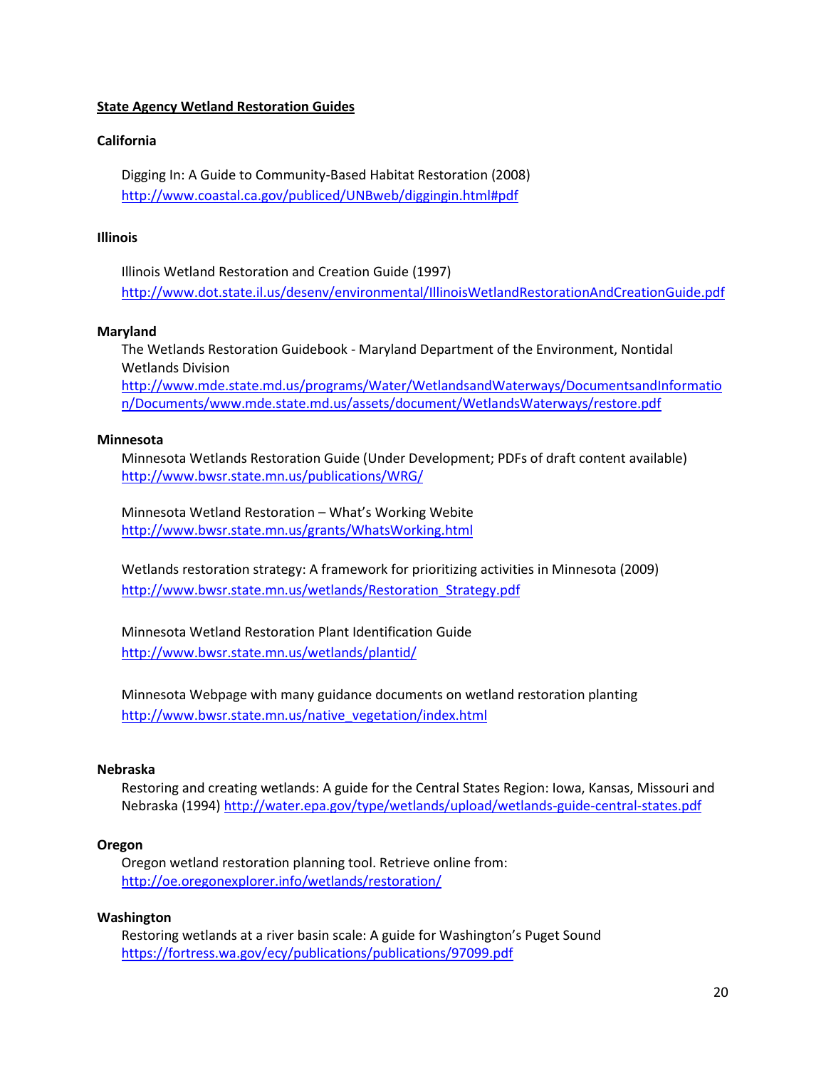**State Agency Wetland Restoration Guides**

**California**

Digging In: A Guide to Community-Based Habitat Restoration (2008)
http://www.coastal.ca.gov/publiced/UNBweb/diggingin.html#pdf

**Illinois**

Illinois Wetland Restoration and Creation Guide (1997)
http://www.dot.state.il.us/desenv/environmental/IllinoisWetlandRestorationAndCreationGuide.pdf

**Maryland**

The Wetlands Restoration Guidebook - Maryland Department of the Environment, Nontidal Wetlands Division
http://www.mde.state.md.us/programs/Water/WetlandsandWaterways/DocumentsandInformation/Documents/www.mde.state.md.us/assets/document/WetlandsWaterways/restore.pdf

**Minnesota**

Minnesota Wetlands Restoration Guide (Under Development; PDFs of draft content available)
http://www.bwsr.state.mn.us/publications/WRG/

Minnesota Wetland Restoration – What's Working Webite
http://www.bwsr.state.mn.us/grants/WhatsWorking.html

Wetlands restoration strategy: A framework for prioritizing activities in Minnesota (2009)
http://www.bwsr.state.mn.us/wetlands/Restoration_Strategy.pdf

Minnesota Wetland Restoration Plant Identification Guide
http://www.bwsr.state.mn.us/wetlands/plantid/

Minnesota Webpage with many guidance documents on wetland restoration planting
http://www.bwsr.state.mn.us/native_vegetation/index.html

**Nebraska**

Restoring and creating wetlands: A guide for the Central States Region: Iowa, Kansas, Missouri and Nebraska (1994) http://water.epa.gov/type/wetlands/upload/wetlands-guide-central-states.pdf

**Oregon**

Oregon wetland restoration planning tool. Retrieve online from:
http://oe.oregonexplorer.info/wetlands/restoration/

**Washington**

Restoring wetlands at a river basin scale: A guide for Washington's Puget Sound
https://fortress.wa.gov/ecy/publications/publications/97099.pdf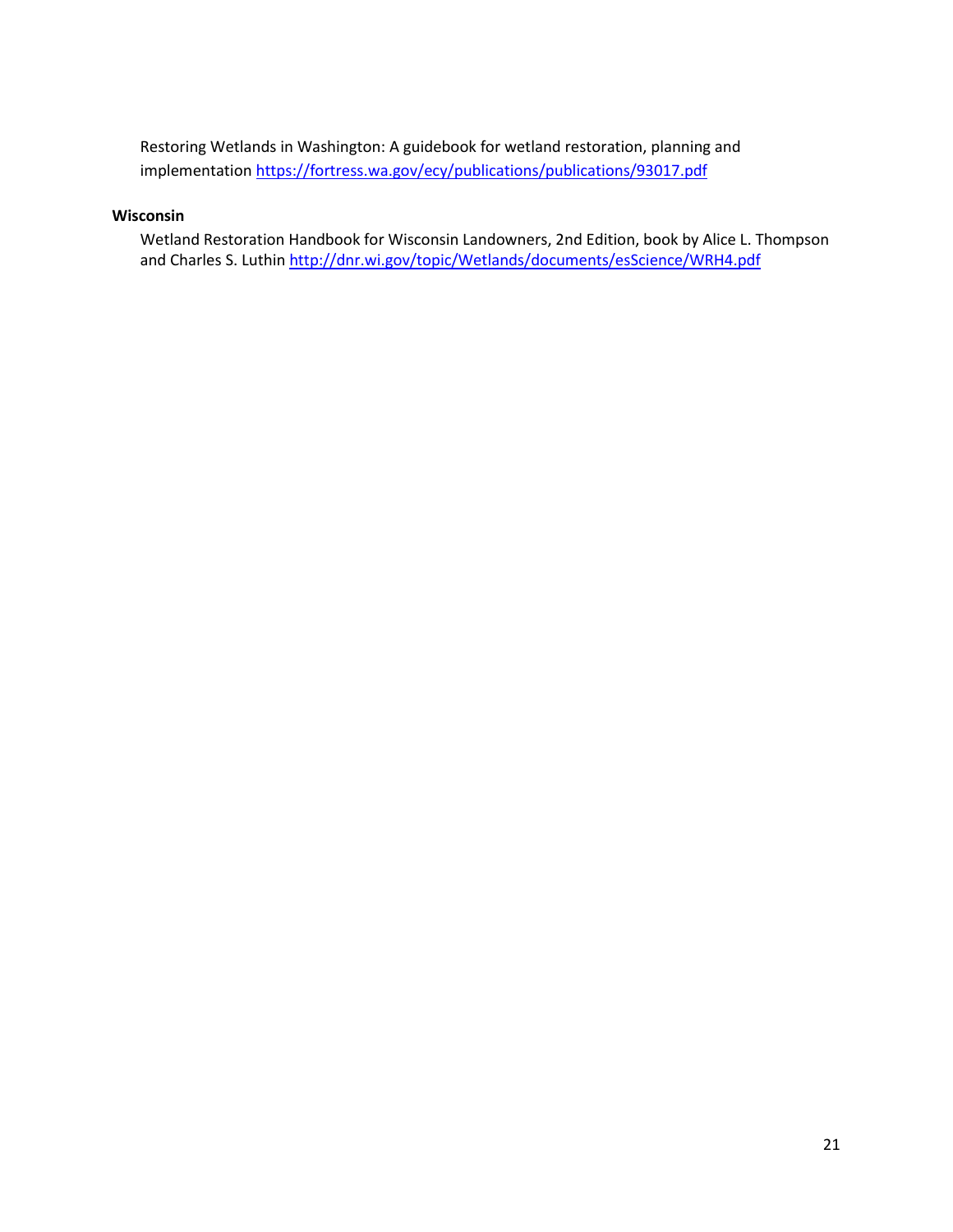Restoring Wetlands in Washington: A guidebook for wetland restoration, planning and implementation https://fortress.wa.gov/ecy/publications/publications/93017.pdf

**Wisconsin**

Wetland Restoration Handbook for Wisconsin Landowners, 2nd Edition, book by Alice L. Thompson and Charles S. Luthin http://dnr.wi.gov/topic/Wetlands/documents/esScience/WRH4.pdf